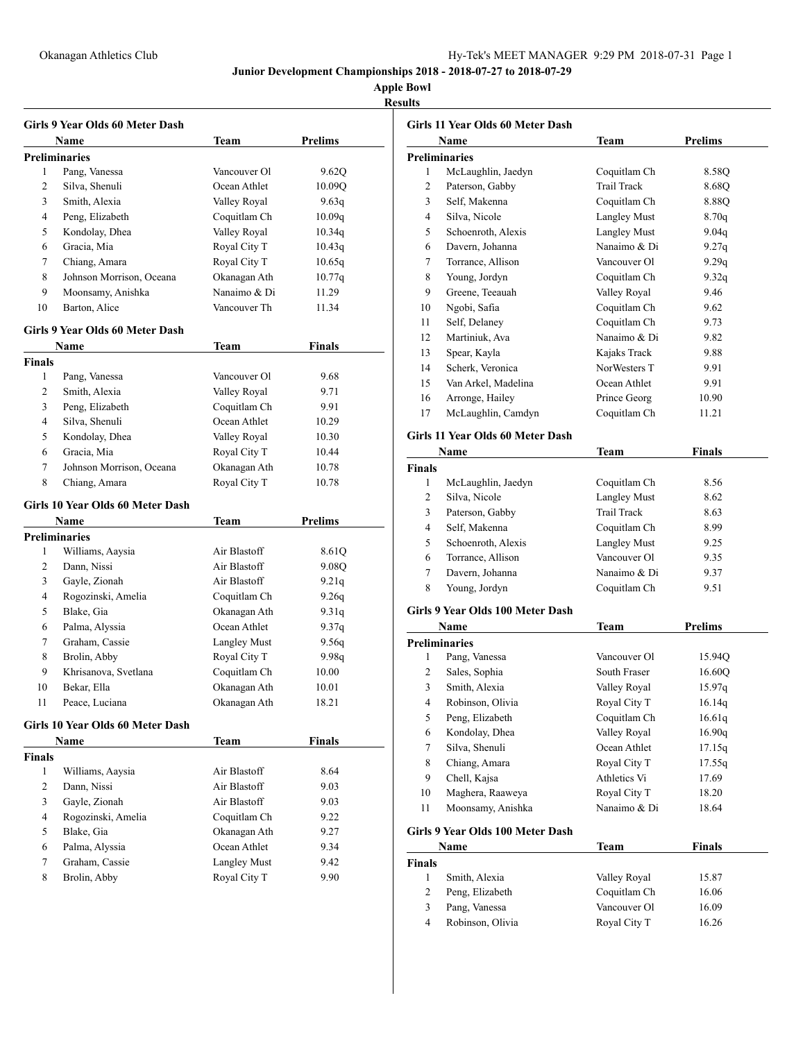Okanagan Athletics Club

**Junior Development Championships 2018 - 2018-07-27 to 2018-07-29**

**Apple Bowl**

**Results**

### Girls 9 Year Olds 60 Meter Dash

| | Name | Team | Prelims |
|---|---|---|---|
| **Preliminaries** | | | |
| 1 | Pang, Vanessa | Vancouver Ol | 9.62Q |
| 2 | Silva, Shenuli | Ocean Athlet | 10.09Q |
| 3 | Smith, Alexia | Valley Royal | 9.63q |
| 4 | Peng, Elizabeth | Coquitlam Ch | 10.09q |
| 5 | Kondolay, Dhea | Valley Royal | 10.34q |
| 6 | Gracia, Mia | Royal City T | 10.43q |
| 7 | Chiang, Amara | Royal City T | 10.65q |
| 8 | Johnson Morrison, Oceana | Okanagan Ath | 10.77q |
| 9 | Moonsamy, Anishka | Nanaimo & Di | 11.29 |
| 10 | Barton, Alice | Vancouver Th | 11.34 |

### Girls 9 Year Olds 60 Meter Dash

| | Name | Team | Finals |
|---|---|---|---|
| **Finals** | | | |
| 1 | Pang, Vanessa | Vancouver Ol | 9.68 |
| 2 | Smith, Alexia | Valley Royal | 9.71 |
| 3 | Peng, Elizabeth | Coquitlam Ch | 9.91 |
| 4 | Silva, Shenuli | Ocean Athlet | 10.29 |
| 5 | Kondolay, Dhea | Valley Royal | 10.30 |
| 6 | Gracia, Mia | Royal City T | 10.44 |
| 7 | Johnson Morrison, Oceana | Okanagan Ath | 10.78 |
| 8 | Chiang, Amara | Royal City T | 10.78 |

### Girls 10 Year Olds 60 Meter Dash

| | Name | Team | Prelims |
|---|---|---|---|
| **Preliminaries** | | | |
| 1 | Williams, Aaysia | Air Blastoff | 8.61Q |
| 2 | Dann, Nissi | Air Blastoff | 9.08Q |
| 3 | Gayle, Zionah | Air Blastoff | 9.21q |
| 4 | Rogozinski, Amelia | Coquitlam Ch | 9.26q |
| 5 | Blake, Gia | Okanagan Ath | 9.31q |
| 6 | Palma, Alyssia | Ocean Athlet | 9.37q |
| 7 | Graham, Cassie | Langley Must | 9.56q |
| 8 | Brolin, Abby | Royal City T | 9.98q |
| 9 | Khrisanova, Svetlana | Coquitlam Ch | 10.00 |
| 10 | Bekar, Ella | Okanagan Ath | 10.01 |
| 11 | Peace, Luciana | Okanagan Ath | 18.21 |

### Girls 10 Year Olds 60 Meter Dash

| | Name | Team | Finals |
|---|---|---|---|
| **Finals** | | | |
| 1 | Williams, Aaysia | Air Blastoff | 8.64 |
| 2 | Dann, Nissi | Air Blastoff | 9.03 |
| 3 | Gayle, Zionah | Air Blastoff | 9.03 |
| 4 | Rogozinski, Amelia | Coquitlam Ch | 9.22 |
| 5 | Blake, Gia | Okanagan Ath | 9.27 |
| 6 | Palma, Alyssia | Ocean Athlet | 9.34 |
| 7 | Graham, Cassie | Langley Must | 9.42 |
| 8 | Brolin, Abby | Royal City T | 9.90 |

### Girls 11 Year Olds 60 Meter Dash

| | Name | Team | Prelims |
|---|---|---|---|
| **Preliminaries** | | | |
| 1 | McLaughlin, Jaedyn | Coquitlam Ch | 8.58Q |
| 2 | Paterson, Gabby | Trail Track | 8.68Q |
| 3 | Self, Makenna | Coquitlam Ch | 8.88Q |
| 4 | Silva, Nicole | Langley Must | 8.70q |
| 5 | Schoenroth, Alexis | Langley Must | 9.04q |
| 6 | Davern, Johanna | Nanaimo & Di | 9.27q |
| 7 | Torrance, Allison | Vancouver Ol | 9.29q |
| 8 | Young, Jordyn | Coquitlam Ch | 9.32q |
| 9 | Greene, Teeauah | Valley Royal | 9.46 |
| 10 | Ngobi, Safia | Coquitlam Ch | 9.62 |
| 11 | Self, Delaney | Coquitlam Ch | 9.73 |
| 12 | Martiniuk, Ava | Nanaimo & Di | 9.82 |
| 13 | Spear, Kayla | Kajaks Track | 9.88 |
| 14 | Scherk, Veronica | NorWesters T | 9.91 |
| 15 | Van Arkel, Madelina | Ocean Athlet | 9.91 |
| 16 | Arronge, Hailey | Prince Georg | 10.90 |
| 17 | McLaughlin, Camdyn | Coquitlam Ch | 11.21 |

### Girls 11 Year Olds 60 Meter Dash

| | Name | Team | Finals |
|---|---|---|---|
| **Finals** | | | |
| 1 | McLaughlin, Jaedyn | Coquitlam Ch | 8.56 |
| 2 | Silva, Nicole | Langley Must | 8.62 |
| 3 | Paterson, Gabby | Trail Track | 8.63 |
| 4 | Self, Makenna | Coquitlam Ch | 8.99 |
| 5 | Schoenroth, Alexis | Langley Must | 9.25 |
| 6 | Torrance, Allison | Vancouver Ol | 9.35 |
| 7 | Davern, Johanna | Nanaimo & Di | 9.37 |
| 8 | Young, Jordyn | Coquitlam Ch | 9.51 |

### Girls 9 Year Olds 100 Meter Dash

| | Name | Team | Prelims |
|---|---|---|---|
| **Preliminaries** | | | |
| 1 | Pang, Vanessa | Vancouver Ol | 15.94Q |
| 2 | Sales, Sophia | South Fraser | 16.60Q |
| 3 | Smith, Alexia | Valley Royal | 15.97q |
| 4 | Robinson, Olivia | Royal City T | 16.14q |
| 5 | Peng, Elizabeth | Coquitlam Ch | 16.61q |
| 6 | Kondolay, Dhea | Valley Royal | 16.90q |
| 7 | Silva, Shenuli | Ocean Athlet | 17.15q |
| 8 | Chiang, Amara | Royal City T | 17.55q |
| 9 | Chell, Kajsa | Athletics Vi | 17.69 |
| 10 | Maghera, Raaweya | Royal City T | 18.20 |
| 11 | Moonsamy, Anishka | Nanaimo & Di | 18.64 |

### Girls 9 Year Olds 100 Meter Dash

| | Name | Team | Finals |
|---|---|---|---|
| **Finals** | | | |
| 1 | Smith, Alexia | Valley Royal | 15.87 |
| 2 | Peng, Elizabeth | Coquitlam Ch | 16.06 |
| 3 | Pang, Vanessa | Vancouver Ol | 16.09 |
| 4 | Robinson, Olivia | Royal City T | 16.26 |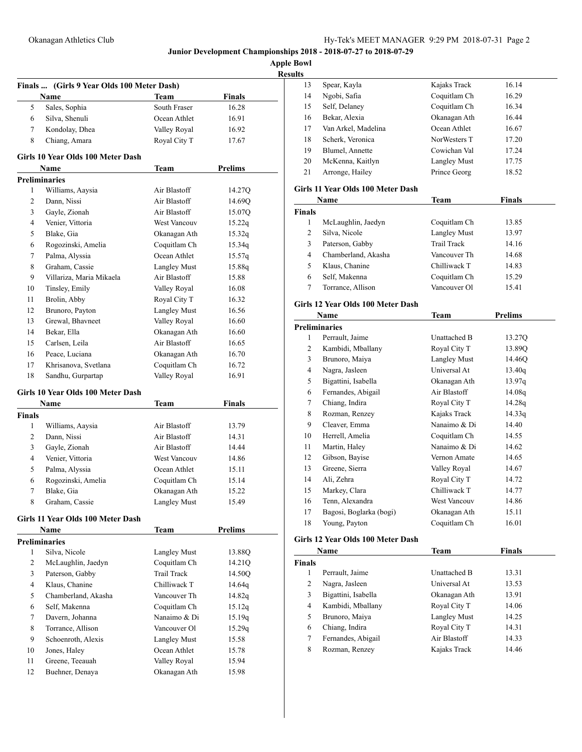**Junior Development Championships 2018 - 2018-07-27 to 2018-07-29**

**Apple Bowl**

**Results**

### Finals ... (Girls 9 Year Olds 100 Meter Dash)

| | Name | Team | Finals |
|---|---|---|---|
| 5 | Sales, Sophia | South Fraser | 16.28 |
| 6 | Silva, Shenuli | Ocean Athlet | 16.91 |
| 7 | Kondolay, Dhea | Valley Royal | 16.92 |
| 8 | Chiang, Amara | Royal City T | 17.67 |

### Girls 10 Year Olds 100 Meter Dash

**Preliminaries**

| | Name | Team | Prelims |
|---|---|---|---|
| 1 | Williams, Aaysia | Air Blastoff | 14.27Q |
| 2 | Dann, Nissi | Air Blastoff | 14.69Q |
| 3 | Gayle, Zionah | Air Blastoff | 15.07Q |
| 4 | Venier, Vittoria | West Vancouv | 15.22q |
| 5 | Blake, Gia | Okanagan Ath | 15.32q |
| 6 | Rogozinski, Amelia | Coquitlam Ch | 15.34q |
| 7 | Palma, Alyssia | Ocean Athlet | 15.57q |
| 8 | Graham, Cassie | Langley Must | 15.88q |
| 9 | Villariza, Maria Mikaela | Air Blastoff | 15.88 |
| 10 | Tinsley, Emily | Valley Royal | 16.08 |
| 11 | Brolin, Abby | Royal City T | 16.32 |
| 12 | Brunoro, Payton | Langley Must | 16.56 |
| 13 | Grewal, Bhavneet | Valley Royal | 16.60 |
| 14 | Bekar, Ella | Okanagan Ath | 16.60 |
| 15 | Carlsen, Leila | Air Blastoff | 16.65 |
| 16 | Peace, Luciana | Okanagan Ath | 16.70 |
| 17 | Khrisanova, Svetlana | Coquitlam Ch | 16.72 |
| 18 | Sandhu, Gurpartap | Valley Royal | 16.91 |

### Girls 10 Year Olds 100 Meter Dash

**Finals**

| | Name | Team | Finals |
|---|---|---|---|
| 1 | Williams, Aaysia | Air Blastoff | 13.79 |
| 2 | Dann, Nissi | Air Blastoff | 14.31 |
| 3 | Gayle, Zionah | Air Blastoff | 14.44 |
| 4 | Venier, Vittoria | West Vancouv | 14.86 |
| 5 | Palma, Alyssia | Ocean Athlet | 15.11 |
| 6 | Rogozinski, Amelia | Coquitlam Ch | 15.14 |
| 7 | Blake, Gia | Okanagan Ath | 15.22 |
| 8 | Graham, Cassie | Langley Must | 15.49 |

### Girls 11 Year Olds 100 Meter Dash

**Preliminaries**

| | Name | Team | Prelims |
|---|---|---|---|
| 1 | Silva, Nicole | Langley Must | 13.88Q |
| 2 | McLaughlin, Jaedyn | Coquitlam Ch | 14.21Q |
| 3 | Paterson, Gabby | Trail Track | 14.50Q |
| 4 | Klaus, Chanine | Chilliwack T | 14.64q |
| 5 | Chamberland, Akasha | Vancouver Th | 14.82q |
| 6 | Self, Makenna | Coquitlam Ch | 15.12q |
| 7 | Davern, Johanna | Nanaimo & Di | 15.19q |
| 8 | Torrance, Allison | Vancouver Ol | 15.29q |
| 9 | Schoenroth, Alexis | Langley Must | 15.58 |
| 10 | Jones, Haley | Ocean Athlet | 15.78 |
| 11 | Greene, Teeauah | Valley Royal | 15.94 |
| 12 | Buehner, Denaya | Okanagan Ath | 15.98 |
| 13 | Spear, Kayla | Kajaks Track | 16.14 |
| 14 | Ngobi, Safia | Coquitlam Ch | 16.29 |
| 15 | Self, Delaney | Coquitlam Ch | 16.34 |
| 16 | Bekar, Alexia | Okanagan Ath | 16.44 |
| 17 | Van Arkel, Madelina | Ocean Athlet | 16.67 |
| 18 | Scherk, Veronica | NorWesters T | 17.20 |
| 19 | Blumel, Annette | Cowichan Val | 17.24 |
| 20 | McKenna, Kaitlyn | Langley Must | 17.75 |
| 21 | Arronge, Hailey | Prince Georg | 18.52 |

### Girls 11 Year Olds 100 Meter Dash

**Finals**

| | Name | Team | Finals |
|---|---|---|---|
| 1 | McLaughlin, Jaedyn | Coquitlam Ch | 13.85 |
| 2 | Silva, Nicole | Langley Must | 13.97 |
| 3 | Paterson, Gabby | Trail Track | 14.16 |
| 4 | Chamberland, Akasha | Vancouver Th | 14.68 |
| 5 | Klaus, Chanine | Chilliwack T | 14.83 |
| 6 | Self, Makenna | Coquitlam Ch | 15.29 |
| 7 | Torrance, Allison | Vancouver Ol | 15.41 |

### Girls 12 Year Olds 100 Meter Dash

**Preliminaries**

| | Name | Team | Prelims |
|---|---|---|---|
| 1 | Perrault, Jaime | Unattached B | 13.27Q |
| 2 | Kambidi, Mballany | Royal City T | 13.89Q |
| 3 | Brunoro, Maiya | Langley Must | 14.46Q |
| 4 | Nagra, Jasleen | Universal At | 13.40q |
| 5 | Bigattini, Isabella | Okanagan Ath | 13.97q |
| 6 | Fernandes, Abigail | Air Blastoff | 14.08q |
| 7 | Chiang, Indira | Royal City T | 14.28q |
| 8 | Rozman, Renzey | Kajaks Track | 14.33q |
| 9 | Cleaver, Emma | Nanaimo & Di | 14.40 |
| 10 | Herrell, Amelia | Coquitlam Ch | 14.55 |
| 11 | Martin, Haley | Nanaimo & Di | 14.62 |
| 12 | Gibson, Bayise | Vernon Amate | 14.65 |
| 13 | Greene, Sierra | Valley Royal | 14.67 |
| 14 | Ali, Zehra | Royal City T | 14.72 |
| 15 | Markey, Clara | Chilliwack T | 14.77 |
| 16 | Tenn, Alexandra | West Vancouv | 14.86 |
| 17 | Bagosi, Boglarka (bogi) | Okanagan Ath | 15.11 |
| 18 | Young, Payton | Coquitlam Ch | 16.01 |

### Girls 12 Year Olds 100 Meter Dash

**Finals**

| | Name | Team | Finals |
|---|---|---|---|
| 1 | Perrault, Jaime | Unattached B | 13.31 |
| 2 | Nagra, Jasleen | Universal At | 13.53 |
| 3 | Bigattini, Isabella | Okanagan Ath | 13.91 |
| 4 | Kambidi, Mballany | Royal City T | 14.06 |
| 5 | Brunoro, Maiya | Langley Must | 14.25 |
| 6 | Chiang, Indira | Royal City T | 14.31 |
| 7 | Fernandes, Abigail | Air Blastoff | 14.33 |
| 8 | Rozman, Renzey | Kajaks Track | 14.46 |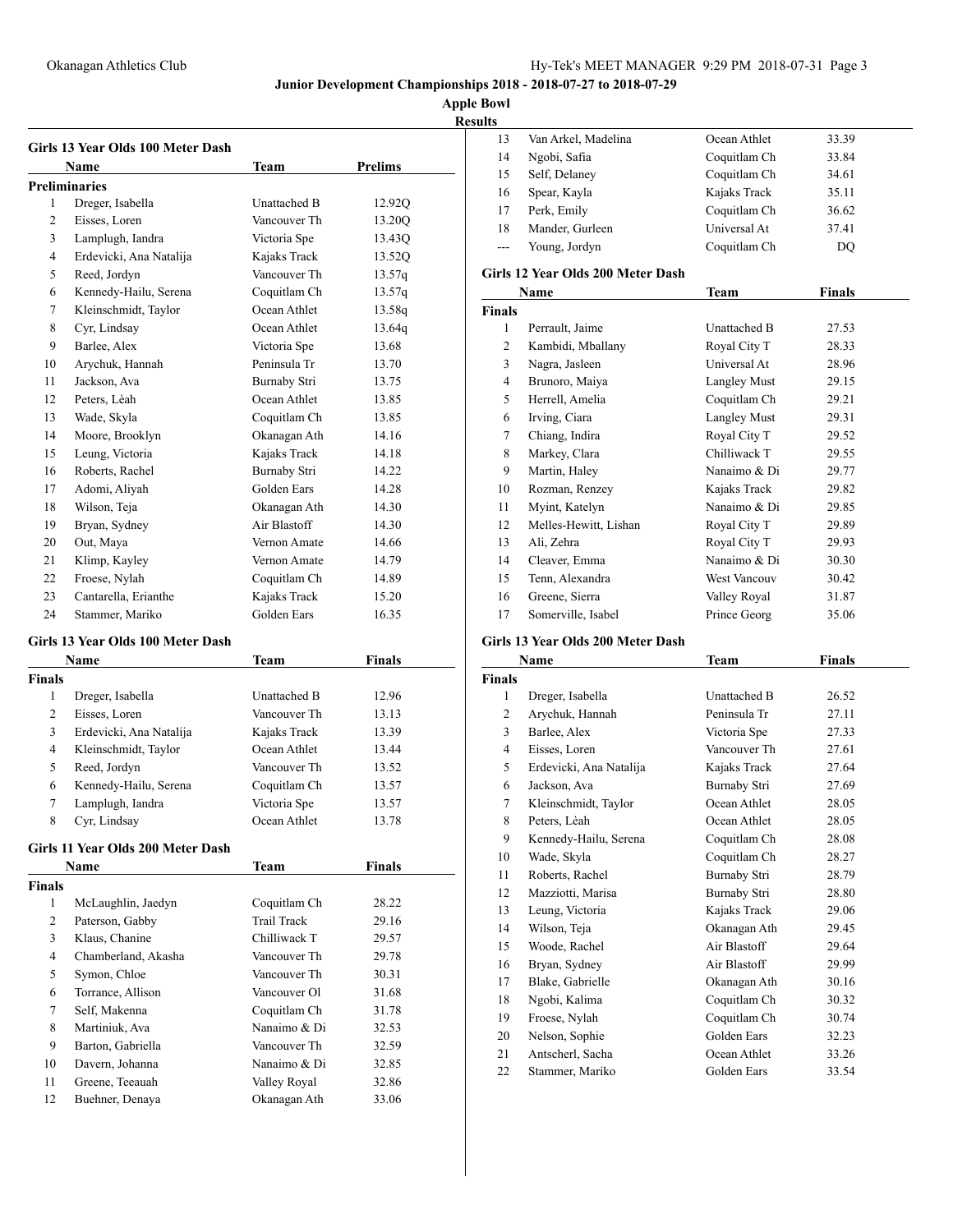# Junior Development Championships 2018 - 2018-07-27 to 2018-07-29

## Apple Bowl

### Results

### Girls 13 Year Olds 100 Meter Dash

**Preliminaries**

| | Name | Team | Prelims |
|---|---|---|---|
| 1 | Dreger, Isabella | Unattached B | 12.92Q |
| 2 | Eisses, Loren | Vancouver Th | 13.20Q |
| 3 | Lamplugh, Iandra | Victoria Spe | 13.43Q |
| 4 | Erdevicki, Ana Natalija | Kajaks Track | 13.52Q |
| 5 | Reed, Jordyn | Vancouver Th | 13.57q |
| 6 | Kennedy-Hailu, Serena | Coquitlam Ch | 13.57q |
| 7 | Kleinschmidt, Taylor | Ocean Athlet | 13.58q |
| 8 | Cyr, Lindsay | Ocean Athlet | 13.64q |
| 9 | Barlee, Alex | Victoria Spe | 13.68 |
| 10 | Arychuk, Hannah | Peninsula Tr | 13.70 |
| 11 | Jackson, Ava | Burnaby Stri | 13.75 |
| 12 | Peters, Lèah | Ocean Athlet | 13.85 |
| 13 | Wade, Skyla | Coquitlam Ch | 13.85 |
| 14 | Moore, Brooklyn | Okanagan Ath | 14.16 |
| 15 | Leung, Victoria | Kajaks Track | 14.18 |
| 16 | Roberts, Rachel | Burnaby Stri | 14.22 |
| 17 | Adomi, Aliyah | Golden Ears | 14.28 |
| 18 | Wilson, Teja | Okanagan Ath | 14.30 |
| 19 | Bryan, Sydney | Air Blastoff | 14.30 |
| 20 | Out, Maya | Vernon Amate | 14.66 |
| 21 | Klimp, Kayley | Vernon Amate | 14.79 |
| 22 | Froese, Nylah | Coquitlam Ch | 14.89 |
| 23 | Cantarella, Erianthe | Kajaks Track | 15.20 |
| 24 | Stammer, Mariko | Golden Ears | 16.35 |

### Girls 13 Year Olds 100 Meter Dash

**Finals**

| | Name | Team | Finals |
|---|---|---|---|
| 1 | Dreger, Isabella | Unattached B | 12.96 |
| 2 | Eisses, Loren | Vancouver Th | 13.13 |
| 3 | Erdevicki, Ana Natalija | Kajaks Track | 13.39 |
| 4 | Kleinschmidt, Taylor | Ocean Athlet | 13.44 |
| 5 | Reed, Jordyn | Vancouver Th | 13.52 |
| 6 | Kennedy-Hailu, Serena | Coquitlam Ch | 13.57 |
| 7 | Lamplugh, Iandra | Victoria Spe | 13.57 |
| 8 | Cyr, Lindsay | Ocean Athlet | 13.78 |

### Girls 11 Year Olds 200 Meter Dash

**Finals**

| | Name | Team | Finals |
|---|---|---|---|
| 1 | McLaughlin, Jaedyn | Coquitlam Ch | 28.22 |
| 2 | Paterson, Gabby | Trail Track | 29.16 |
| 3 | Klaus, Chanine | Chilliwack T | 29.57 |
| 4 | Chamberland, Akasha | Vancouver Th | 29.78 |
| 5 | Symon, Chloe | Vancouver Th | 30.31 |
| 6 | Torrance, Allison | Vancouver Ol | 31.68 |
| 7 | Self, Makenna | Coquitlam Ch | 31.78 |
| 8 | Martiniuk, Ava | Nanaimo & Di | 32.53 |
| 9 | Barton, Gabriella | Vancouver Th | 32.59 |
| 10 | Davern, Johanna | Nanaimo & Di | 32.85 |
| 11 | Greene, Teeauah | Valley Royal | 32.86 |
| 12 | Buehner, Denaya | Okanagan Ath | 33.06 |
| 13 | Van Arkel, Madelina | Ocean Athlet | 33.39 |
| 14 | Ngobi, Safia | Coquitlam Ch | 33.84 |
| 15 | Self, Delaney | Coquitlam Ch | 34.61 |
| 16 | Spear, Kayla | Kajaks Track | 35.11 |
| 17 | Perk, Emily | Coquitlam Ch | 36.62 |
| 18 | Mander, Gurleen | Universal At | 37.41 |
| --- | Young, Jordyn | Coquitlam Ch | DQ |

### Girls 12 Year Olds 200 Meter Dash

**Finals**

| | Name | Team | Finals |
|---|---|---|---|
| 1 | Perrault, Jaime | Unattached B | 27.53 |
| 2 | Kambidi, Mballany | Royal City T | 28.33 |
| 3 | Nagra, Jasleen | Universal At | 28.96 |
| 4 | Brunoro, Maiya | Langley Must | 29.15 |
| 5 | Herrell, Amelia | Coquitlam Ch | 29.21 |
| 6 | Irving, Ciara | Langley Must | 29.31 |
| 7 | Chiang, Indira | Royal City T | 29.52 |
| 8 | Markey, Clara | Chilliwack T | 29.55 |
| 9 | Martin, Haley | Nanaimo & Di | 29.77 |
| 10 | Rozman, Renzey | Kajaks Track | 29.82 |
| 11 | Myint, Katelyn | Nanaimo & Di | 29.85 |
| 12 | Melles-Hewitt, Lishan | Royal City T | 29.89 |
| 13 | Ali, Zehra | Royal City T | 29.93 |
| 14 | Cleaver, Emma | Nanaimo & Di | 30.30 |
| 15 | Tenn, Alexandra | West Vancouv | 30.42 |
| 16 | Greene, Sierra | Valley Royal | 31.87 |
| 17 | Somerville, Isabel | Prince Georg | 35.06 |

### Girls 13 Year Olds 200 Meter Dash

**Finals**

| | Name | Team | Finals |
|---|---|---|---|
| 1 | Dreger, Isabella | Unattached B | 26.52 |
| 2 | Arychuk, Hannah | Peninsula Tr | 27.11 |
| 3 | Barlee, Alex | Victoria Spe | 27.33 |
| 4 | Eisses, Loren | Vancouver Th | 27.61 |
| 5 | Erdevicki, Ana Natalija | Kajaks Track | 27.64 |
| 6 | Jackson, Ava | Burnaby Stri | 27.69 |
| 7 | Kleinschmidt, Taylor | Ocean Athlet | 28.05 |
| 8 | Peters, Lèah | Ocean Athlet | 28.05 |
| 9 | Kennedy-Hailu, Serena | Coquitlam Ch | 28.08 |
| 10 | Wade, Skyla | Coquitlam Ch | 28.27 |
| 11 | Roberts, Rachel | Burnaby Stri | 28.79 |
| 12 | Mazziotti, Marisa | Burnaby Stri | 28.80 |
| 13 | Leung, Victoria | Kajaks Track | 29.06 |
| 14 | Wilson, Teja | Okanagan Ath | 29.45 |
| 15 | Woode, Rachel | Air Blastoff | 29.64 |
| 16 | Bryan, Sydney | Air Blastoff | 29.99 |
| 17 | Blake, Gabrielle | Okanagan Ath | 30.16 |
| 18 | Ngobi, Kalima | Coquitlam Ch | 30.32 |
| 19 | Froese, Nylah | Coquitlam Ch | 30.74 |
| 20 | Nelson, Sophie | Golden Ears | 32.23 |
| 21 | Antscherl, Sacha | Ocean Athlet | 33.26 |
| 22 | Stammer, Mariko | Golden Ears | 33.54 |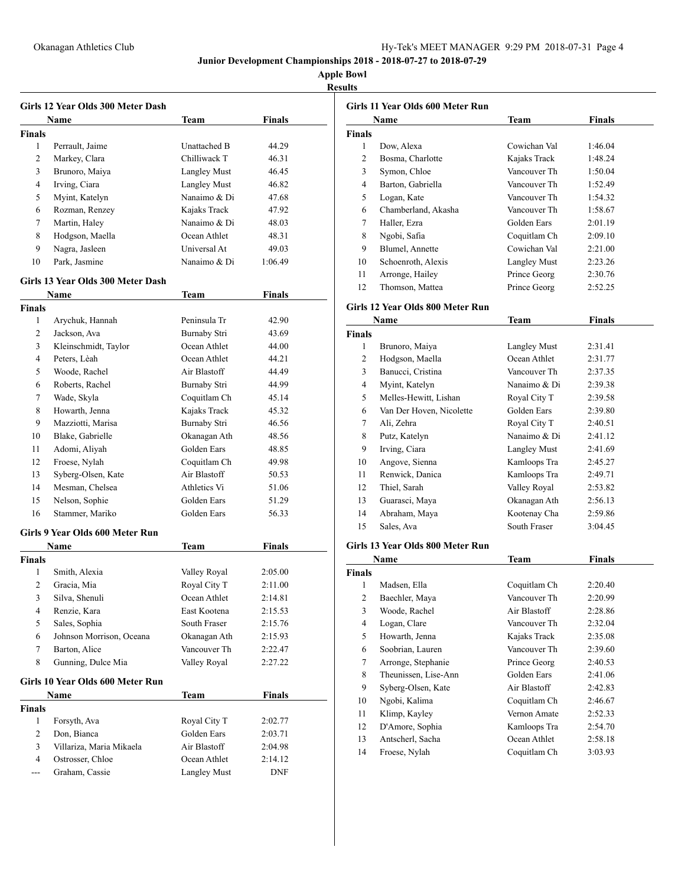**Junior Development Championships 2018 - 2018-07-27 to 2018-07-29**

**Apple Bowl**

**Results**

### Girls 12 Year Olds 300 Meter Dash

| | Name | Team | Finals |
|---|---|---|---|
| **Finals** | | | |
| 1 | Perrault, Jaime | Unattached B | 44.29 |
| 2 | Markey, Clara | Chilliwack T | 46.31 |
| 3 | Brunoro, Maiya | Langley Must | 46.45 |
| 4 | Irving, Ciara | Langley Must | 46.82 |
| 5 | Myint, Katelyn | Nanaimo & Di | 47.68 |
| 6 | Rozman, Renzey | Kajaks Track | 47.92 |
| 7 | Martin, Haley | Nanaimo & Di | 48.03 |
| 8 | Hodgson, Maella | Ocean Athlet | 48.31 |
| 9 | Nagra, Jasleen | Universal At | 49.03 |
| 10 | Park, Jasmine | Nanaimo & Di | 1:06.49 |

### Girls 13 Year Olds 300 Meter Dash

| | Name | Team | Finals |
|---|---|---|---|
| **Finals** | | | |
| 1 | Arychuk, Hannah | Peninsula Tr | 42.90 |
| 2 | Jackson, Ava | Burnaby Stri | 43.69 |
| 3 | Kleinschmidt, Taylor | Ocean Athlet | 44.00 |
| 4 | Peters, Lèah | Ocean Athlet | 44.21 |
| 5 | Woode, Rachel | Air Blastoff | 44.49 |
| 6 | Roberts, Rachel | Burnaby Stri | 44.99 |
| 7 | Wade, Skyla | Coquitlam Ch | 45.14 |
| 8 | Howarth, Jenna | Kajaks Track | 45.32 |
| 9 | Mazziotti, Marisa | Burnaby Stri | 46.56 |
| 10 | Blake, Gabrielle | Okanagan Ath | 48.56 |
| 11 | Adomi, Aliyah | Golden Ears | 48.85 |
| 12 | Froese, Nylah | Coquitlam Ch | 49.98 |
| 13 | Syberg-Olsen, Kate | Air Blastoff | 50.53 |
| 14 | Mesman, Chelsea | Athletics Vi | 51.06 |
| 15 | Nelson, Sophie | Golden Ears | 51.29 |
| 16 | Stammer, Mariko | Golden Ears | 56.33 |

### Girls 9 Year Olds 600 Meter Run

| | Name | Team | Finals |
|---|---|---|---|
| **Finals** | | | |
| 1 | Smith, Alexia | Valley Royal | 2:05.00 |
| 2 | Gracia, Mia | Royal City T | 2:11.00 |
| 3 | Silva, Shenuli | Ocean Athlet | 2:14.81 |
| 4 | Renzie, Kara | East Kootena | 2:15.53 |
| 5 | Sales, Sophia | South Fraser | 2:15.76 |
| 6 | Johnson Morrison, Oceana | Okanagan Ath | 2:15.93 |
| 7 | Barton, Alice | Vancouver Th | 2:22.47 |
| 8 | Gunning, Dulce Mia | Valley Royal | 2:27.22 |

### Girls 10 Year Olds 600 Meter Run

| | Name | Team | Finals |
|---|---|---|---|
| **Finals** | | | |
| 1 | Forsyth, Ava | Royal City T | 2:02.77 |
| 2 | Don, Bianca | Golden Ears | 2:03.71 |
| 3 | Villariza, Maria Mikaela | Air Blastoff | 2:04.98 |
| 4 | Ostrosser, Chloe | Ocean Athlet | 2:14.12 |
| --- | Graham, Cassie | Langley Must | DNF |

### Girls 11 Year Olds 600 Meter Run

| | Name | Team | Finals |
|---|---|---|---|
| **Finals** | | | |
| 1 | Dow, Alexa | Cowichan Val | 1:46.04 |
| 2 | Bosma, Charlotte | Kajaks Track | 1:48.24 |
| 3 | Symon, Chloe | Vancouver Th | 1:50.04 |
| 4 | Barton, Gabriella | Vancouver Th | 1:52.49 |
| 5 | Logan, Kate | Vancouver Th | 1:54.32 |
| 6 | Chamberland, Akasha | Vancouver Th | 1:58.67 |
| 7 | Haller, Ezra | Golden Ears | 2:01.19 |
| 8 | Ngobi, Safia | Coquitlam Ch | 2:09.10 |
| 9 | Blumel, Annette | Cowichan Val | 2:21.00 |
| 10 | Schoenroth, Alexis | Langley Must | 2:23.26 |
| 11 | Arronge, Hailey | Prince Georg | 2:30.76 |
| 12 | Thomson, Mattea | Prince Georg | 2:52.25 |

### Girls 12 Year Olds 800 Meter Run

| | Name | Team | Finals |
|---|---|---|---|
| **Finals** | | | |
| 1 | Brunoro, Maiya | Langley Must | 2:31.41 |
| 2 | Hodgson, Maella | Ocean Athlet | 2:31.77 |
| 3 | Banucci, Cristina | Vancouver Th | 2:37.35 |
| 4 | Myint, Katelyn | Nanaimo & Di | 2:39.38 |
| 5 | Melles-Hewitt, Lishan | Royal City T | 2:39.58 |
| 6 | Van Der Hoven, Nicolette | Golden Ears | 2:39.80 |
| 7 | Ali, Zehra | Royal City T | 2:40.51 |
| 8 | Putz, Katelyn | Nanaimo & Di | 2:41.12 |
| 9 | Irving, Ciara | Langley Must | 2:41.69 |
| 10 | Angove, Sienna | Kamloops Tra | 2:45.27 |
| 11 | Renwick, Danica | Kamloops Tra | 2:49.71 |
| 12 | Thiel, Sarah | Valley Royal | 2:53.82 |
| 13 | Guarasci, Maya | Okanagan Ath | 2:56.13 |
| 14 | Abraham, Maya | Kootenay Cha | 2:59.86 |
| 15 | Sales, Ava | South Fraser | 3:04.45 |

### Girls 13 Year Olds 800 Meter Run

| | Name | Team | Finals |
|---|---|---|---|
| **Finals** | | | |
| 1 | Madsen, Ella | Coquitlam Ch | 2:20.40 |
| 2 | Baechler, Maya | Vancouver Th | 2:20.99 |
| 3 | Woode, Rachel | Air Blastoff | 2:28.86 |
| 4 | Logan, Clare | Vancouver Th | 2:32.04 |
| 5 | Howarth, Jenna | Kajaks Track | 2:35.08 |
| 6 | Soobrian, Lauren | Vancouver Th | 2:39.60 |
| 7 | Arronge, Stephanie | Prince Georg | 2:40.53 |
| 8 | Theunissen, Lise-Ann | Golden Ears | 2:41.06 |
| 9 | Syberg-Olsen, Kate | Air Blastoff | 2:42.83 |
| 10 | Ngobi, Kalima | Coquitlam Ch | 2:46.67 |
| 11 | Klimp, Kayley | Vernon Amate | 2:52.33 |
| 12 | D'Amore, Sophia | Kamloops Tra | 2:54.70 |
| 13 | Antscherl, Sacha | Ocean Athlet | 2:58.18 |
| 14 | Froese, Nylah | Coquitlam Ch | 3:03.93 |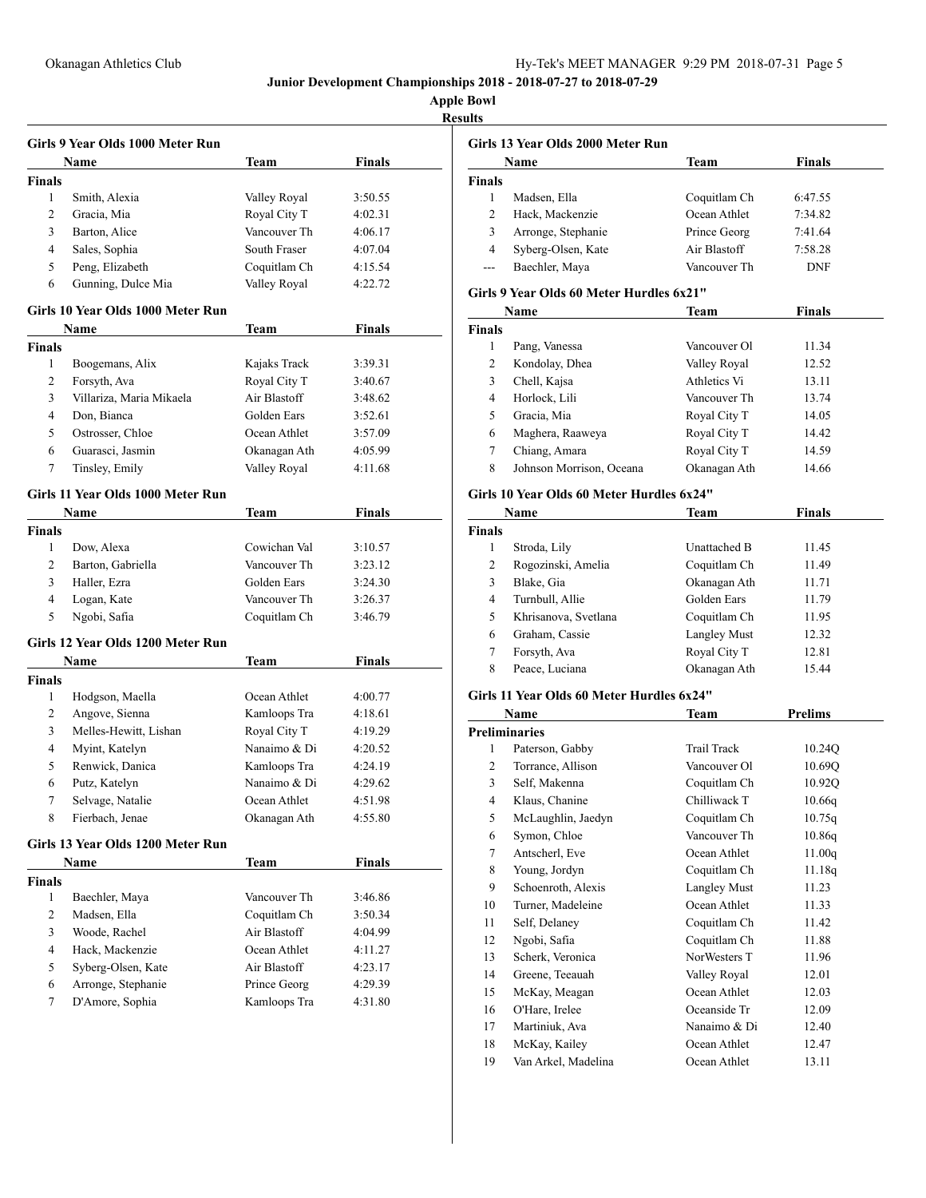Junior Development Championships 2018 - 2018-07-27 to 2018-07-29

Apple Bowl

Results

### Girls 9 Year Olds 1000 Meter Run

| | Name | Team | Finals |
|---|---|---|---|
| **Finals** | | | |
| 1 | Smith, Alexia | Valley Royal | 3:50.55 |
| 2 | Gracia, Mia | Royal City T | 4:02.31 |
| 3 | Barton, Alice | Vancouver Th | 4:06.17 |
| 4 | Sales, Sophia | South Fraser | 4:07.04 |
| 5 | Peng, Elizabeth | Coquitlam Ch | 4:15.54 |
| 6 | Gunning, Dulce Mia | Valley Royal | 4:22.72 |

### Girls 10 Year Olds 1000 Meter Run

| | Name | Team | Finals |
|---|---|---|---|
| **Finals** | | | |
| 1 | Boogemans, Alix | Kajaks Track | 3:39.31 |
| 2 | Forsyth, Ava | Royal City T | 3:40.67 |
| 3 | Villariza, Maria Mikaela | Air Blastoff | 3:48.62 |
| 4 | Don, Bianca | Golden Ears | 3:52.61 |
| 5 | Ostrosser, Chloe | Ocean Athlet | 3:57.09 |
| 6 | Guarasci, Jasmin | Okanagan Ath | 4:05.99 |
| 7 | Tinsley, Emily | Valley Royal | 4:11.68 |

### Girls 11 Year Olds 1000 Meter Run

| | Name | Team | Finals |
|---|---|---|---|
| **Finals** | | | |
| 1 | Dow, Alexa | Cowichan Val | 3:10.57 |
| 2 | Barton, Gabriella | Vancouver Th | 3:23.12 |
| 3 | Haller, Ezra | Golden Ears | 3:24.30 |
| 4 | Logan, Kate | Vancouver Th | 3:26.37 |
| 5 | Ngobi, Safia | Coquitlam Ch | 3:46.79 |

### Girls 12 Year Olds 1200 Meter Run

| | Name | Team | Finals |
|---|---|---|---|
| **Finals** | | | |
| 1 | Hodgson, Maella | Ocean Athlet | 4:00.77 |
| 2 | Angove, Sienna | Kamloops Tra | 4:18.61 |
| 3 | Melles-Hewitt, Lishan | Royal City T | 4:19.29 |
| 4 | Myint, Katelyn | Nanaimo & Di | 4:20.52 |
| 5 | Renwick, Danica | Kamloops Tra | 4:24.19 |
| 6 | Putz, Katelyn | Nanaimo & Di | 4:29.62 |
| 7 | Selvage, Natalie | Ocean Athlet | 4:51.98 |
| 8 | Fierbach, Jenae | Okanagan Ath | 4:55.80 |

### Girls 13 Year Olds 1200 Meter Run

| | Name | Team | Finals |
|---|---|---|---|
| **Finals** | | | |
| 1 | Baechler, Maya | Vancouver Th | 3:46.86 |
| 2 | Madsen, Ella | Coquitlam Ch | 3:50.34 |
| 3 | Woode, Rachel | Air Blastoff | 4:04.99 |
| 4 | Hack, Mackenzie | Ocean Athlet | 4:11.27 |
| 5 | Syberg-Olsen, Kate | Air Blastoff | 4:23.17 |
| 6 | Arronge, Stephanie | Prince Georg | 4:29.39 |
| 7 | D'Amore, Sophia | Kamloops Tra | 4:31.80 |

### Girls 13 Year Olds 2000 Meter Run

| | Name | Team | Finals |
|---|---|---|---|
| **Finals** | | | |
| 1 | Madsen, Ella | Coquitlam Ch | 6:47.55 |
| 2 | Hack, Mackenzie | Ocean Athlet | 7:34.82 |
| 3 | Arronge, Stephanie | Prince Georg | 7:41.64 |
| 4 | Syberg-Olsen, Kate | Air Blastoff | 7:58.28 |
| --- | Baechler, Maya | Vancouver Th | DNF |

### Girls 9 Year Olds 60 Meter Hurdles 6x21"

| | Name | Team | Finals |
|---|---|---|---|
| **Finals** | | | |
| 1 | Pang, Vanessa | Vancouver Ol | 11.34 |
| 2 | Kondolay, Dhea | Valley Royal | 12.52 |
| 3 | Chell, Kajsa | Athletics Vi | 13.11 |
| 4 | Horlock, Lili | Vancouver Th | 13.74 |
| 5 | Gracia, Mia | Royal City T | 14.05 |
| 6 | Maghera, Raaweya | Royal City T | 14.42 |
| 7 | Chiang, Amara | Royal City T | 14.59 |
| 8 | Johnson Morrison, Oceana | Okanagan Ath | 14.66 |

### Girls 10 Year Olds 60 Meter Hurdles 6x24"

| | Name | Team | Finals |
|---|---|---|---|
| **Finals** | | | |
| 1 | Stroda, Lily | Unattached B | 11.45 |
| 2 | Rogozinski, Amelia | Coquitlam Ch | 11.49 |
| 3 | Blake, Gia | Okanagan Ath | 11.71 |
| 4 | Turnbull, Allie | Golden Ears | 11.79 |
| 5 | Khrisanova, Svetlana | Coquitlam Ch | 11.95 |
| 6 | Graham, Cassie | Langley Must | 12.32 |
| 7 | Forsyth, Ava | Royal City T | 12.81 |
| 8 | Peace, Luciana | Okanagan Ath | 15.44 |

### Girls 11 Year Olds 60 Meter Hurdles 6x24"

| | Name | Team | Prelims |
|---|---|---|---|
| **Preliminaries** | | | |
| 1 | Paterson, Gabby | Trail Track | 10.24Q |
| 2 | Torrance, Allison | Vancouver Ol | 10.69Q |
| 3 | Self, Makenna | Coquitlam Ch | 10.92Q |
| 4 | Klaus, Chanine | Chilliwack T | 10.66q |
| 5 | McLaughlin, Jaedyn | Coquitlam Ch | 10.75q |
| 6 | Symon, Chloe | Vancouver Th | 10.86q |
| 7 | Antscherl, Eve | Ocean Athlet | 11.00q |
| 8 | Young, Jordyn | Coquitlam Ch | 11.18q |
| 9 | Schoenroth, Alexis | Langley Must | 11.23 |
| 10 | Turner, Madeleine | Ocean Athlet | 11.33 |
| 11 | Self, Delaney | Coquitlam Ch | 11.42 |
| 12 | Ngobi, Safia | Coquitlam Ch | 11.88 |
| 13 | Scherk, Veronica | NorWesters T | 11.96 |
| 14 | Greene, Teeauah | Valley Royal | 12.01 |
| 15 | McKay, Meagan | Ocean Athlet | 12.03 |
| 16 | O'Hare, Irelee | Oceanside Tr | 12.09 |
| 17 | Martiniuk, Ava | Nanaimo & Di | 12.40 |
| 18 | McKay, Kailey | Ocean Athlet | 12.47 |
| 19 | Van Arkel, Madelina | Ocean Athlet | 13.11 |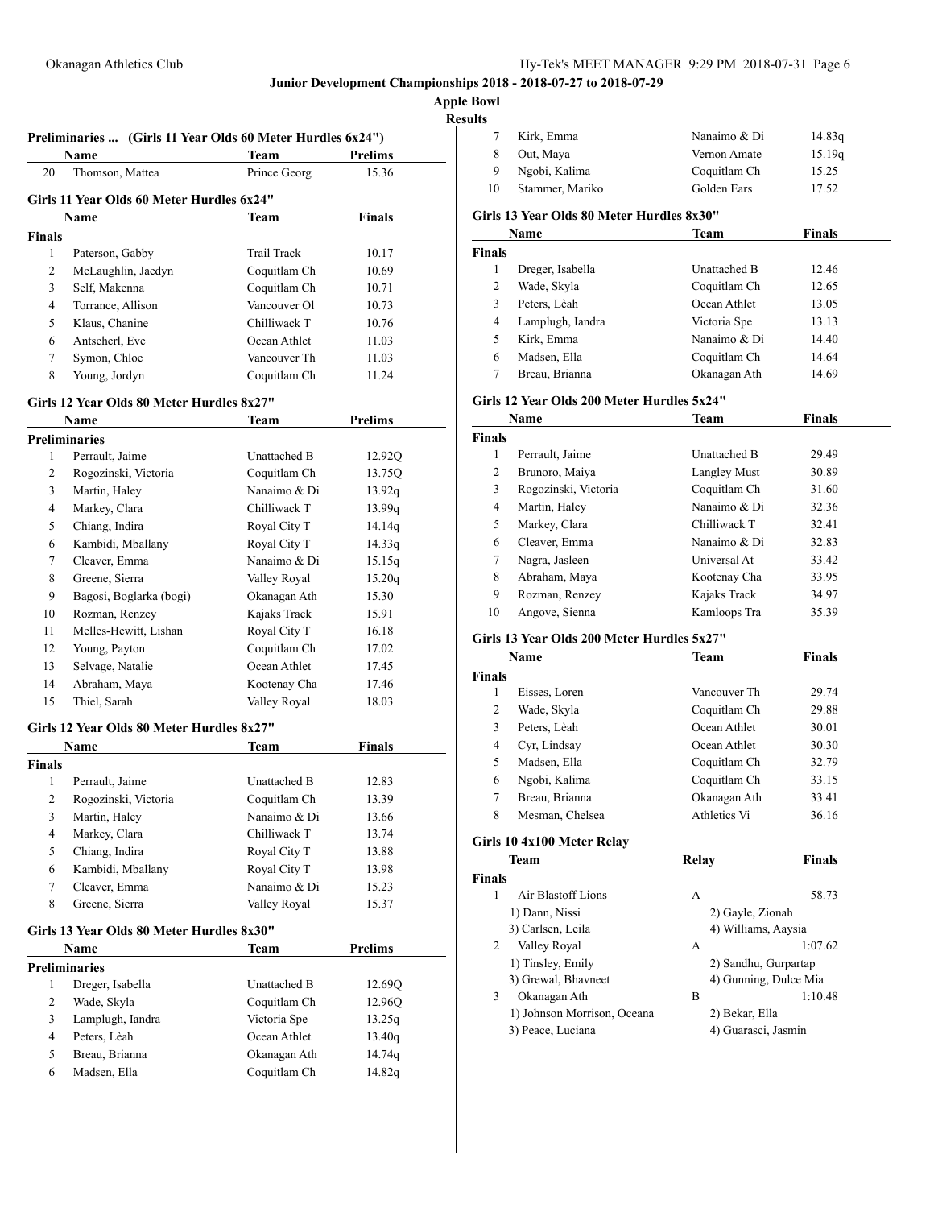**Junior Development Championships 2018 - 2018-07-27 to 2018-07-29**

**Apple Bowl**

**Results**

### Preliminaries ... (Girls 11 Year Olds 60 Meter Hurdles 6x24")

| | Name | Team | Prelims |
|---|---|---|---|
| 20 | Thomson, Mattea | Prince Georg | 15.36 |

### Girls 11 Year Olds 60 Meter Hurdles 6x24"

| | Name | Team | Finals |
|---|---|---|---|
| **Finals** | | | |
| 1 | Paterson, Gabby | Trail Track | 10.17 |
| 2 | McLaughlin, Jaedyn | Coquitlam Ch | 10.69 |
| 3 | Self, Makenna | Coquitlam Ch | 10.71 |
| 4 | Torrance, Allison | Vancouver Ol | 10.73 |
| 5 | Klaus, Chanine | Chilliwack T | 10.76 |
| 6 | Antscherl, Eve | Ocean Athlet | 11.03 |
| 7 | Symon, Chloe | Vancouver Th | 11.03 |
| 8 | Young, Jordyn | Coquitlam Ch | 11.24 |

### Girls 12 Year Olds 80 Meter Hurdles 8x27"

| | Name | Team | Prelims |
|---|---|---|---|
| **Preliminaries** | | | |
| 1 | Perrault, Jaime | Unattached B | 12.92Q |
| 2 | Rogozinski, Victoria | Coquitlam Ch | 13.75Q |
| 3 | Martin, Haley | Nanaimo & Di | 13.92q |
| 4 | Markey, Clara | Chilliwack T | 13.99q |
| 5 | Chiang, Indira | Royal City T | 14.14q |
| 6 | Kambidi, Mballany | Royal City T | 14.33q |
| 7 | Cleaver, Emma | Nanaimo & Di | 15.15q |
| 8 | Greene, Sierra | Valley Royal | 15.20q |
| 9 | Bagosi, Boglarka (bogi) | Okanagan Ath | 15.30 |
| 10 | Rozman, Renzey | Kajaks Track | 15.91 |
| 11 | Melles-Hewitt, Lishan | Royal City T | 16.18 |
| 12 | Young, Payton | Coquitlam Ch | 17.02 |
| 13 | Selvage, Natalie | Ocean Athlet | 17.45 |
| 14 | Abraham, Maya | Kootenay Cha | 17.46 |
| 15 | Thiel, Sarah | Valley Royal | 18.03 |

### Girls 12 Year Olds 80 Meter Hurdles 8x27"

| | Name | Team | Finals |
|---|---|---|---|
| **Finals** | | | |
| 1 | Perrault, Jaime | Unattached B | 12.83 |
| 2 | Rogozinski, Victoria | Coquitlam Ch | 13.39 |
| 3 | Martin, Haley | Nanaimo & Di | 13.66 |
| 4 | Markey, Clara | Chilliwack T | 13.74 |
| 5 | Chiang, Indira | Royal City T | 13.88 |
| 6 | Kambidi, Mballany | Royal City T | 13.98 |
| 7 | Cleaver, Emma | Nanaimo & Di | 15.23 |
| 8 | Greene, Sierra | Valley Royal | 15.37 |

### Girls 13 Year Olds 80 Meter Hurdles 8x30"

| | Name | Team | Prelims |
|---|---|---|---|
| **Preliminaries** | | | |
| 1 | Dreger, Isabella | Unattached B | 12.69Q |
| 2 | Wade, Skyla | Coquitlam Ch | 12.96Q |
| 3 | Lamplugh, Iandra | Victoria Spe | 13.25q |
| 4 | Peters, Lèah | Ocean Athlet | 13.40q |
| 5 | Breau, Brianna | Okanagan Ath | 14.74q |
| 6 | Madsen, Ella | Coquitlam Ch | 14.82q |
| 7 | Kirk, Emma | Nanaimo & Di | 14.83q |
| 8 | Out, Maya | Vernon Amate | 15.19q |
| 9 | Ngobi, Kalima | Coquitlam Ch | 15.25 |
| 10 | Stammer, Mariko | Golden Ears | 17.52 |

### Girls 13 Year Olds 80 Meter Hurdles 8x30"

| | Name | Team | Finals |
|---|---|---|---|
| **Finals** | | | |
| 1 | Dreger, Isabella | Unattached B | 12.46 |
| 2 | Wade, Skyla | Coquitlam Ch | 12.65 |
| 3 | Peters, Lèah | Ocean Athlet | 13.05 |
| 4 | Lamplugh, Iandra | Victoria Spe | 13.13 |
| 5 | Kirk, Emma | Nanaimo & Di | 14.40 |
| 6 | Madsen, Ella | Coquitlam Ch | 14.64 |
| 7 | Breau, Brianna | Okanagan Ath | 14.69 |

### Girls 12 Year Olds 200 Meter Hurdles 5x24"

| | Name | Team | Finals |
|---|---|---|---|
| **Finals** | | | |
| 1 | Perrault, Jaime | Unattached B | 29.49 |
| 2 | Brunoro, Maiya | Langley Must | 30.89 |
| 3 | Rogozinski, Victoria | Coquitlam Ch | 31.60 |
| 4 | Martin, Haley | Nanaimo & Di | 32.36 |
| 5 | Markey, Clara | Chilliwack T | 32.41 |
| 6 | Cleaver, Emma | Nanaimo & Di | 32.83 |
| 7 | Nagra, Jasleen | Universal At | 33.42 |
| 8 | Abraham, Maya | Kootenay Cha | 33.95 |
| 9 | Rozman, Renzey | Kajaks Track | 34.97 |
| 10 | Angove, Sienna | Kamloops Tra | 35.39 |

### Girls 13 Year Olds 200 Meter Hurdles 5x27"

| | Name | Team | Finals |
|---|---|---|---|
| **Finals** | | | |
| 1 | Eisses, Loren | Vancouver Th | 29.74 |
| 2 | Wade, Skyla | Coquitlam Ch | 29.88 |
| 3 | Peters, Lèah | Ocean Athlet | 30.01 |
| 4 | Cyr, Lindsay | Ocean Athlet | 30.30 |
| 5 | Madsen, Ella | Coquitlam Ch | 32.79 |
| 6 | Ngobi, Kalima | Coquitlam Ch | 33.15 |
| 7 | Breau, Brianna | Okanagan Ath | 33.41 |
| 8 | Mesman, Chelsea | Athletics Vi | 36.16 |

### Girls 10 4x100 Meter Relay

| | Team | Relay | Finals |
|---|---|---|---|
| **Finals** | | | |
| 1 | Air Blastoff Lions | A | 58.73 |
| | 1) Dann, Nissi | 2) Gayle, Zionah | |
| | 3) Carlsen, Leila | 4) Williams, Aaysia | |
| 2 | Valley Royal | A | 1:07.62 |
| | 1) Tinsley, Emily | 2) Sandhu, Gurpartap | |
| | 3) Grewal, Bhavneet | 4) Gunning, Dulce Mia | |
| 3 | Okanagan Ath | B | 1:10.48 |
| | 1) Johnson Morrison, Oceana | 2) Bekar, Ella | |
| | 3) Peace, Luciana | 4) Guarasci, Jasmin | |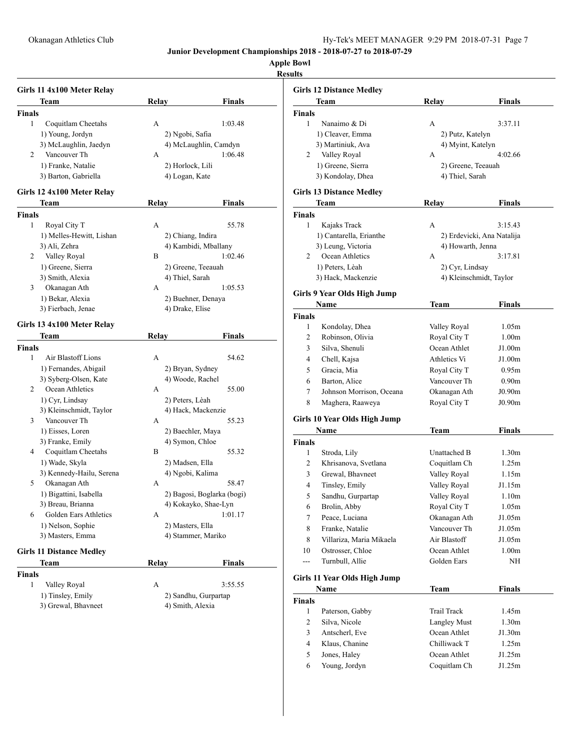**Junior Development Championships 2018 - 2018-07-27 to 2018-07-29**

**Apple Bowl**

**Results**

### Girls 11 4x100 Meter Relay

| | Team | Relay | Finals |
|---|---|---|---|
| **Finals** | | | |
| 1 | Coquitlam Cheetahs | A | 1:03.48 |
| | 1) Young, Jordyn | 2) Ngobi, Safia | |
| | 3) McLaughlin, Jaedyn | 4) McLaughlin, Camdyn | |
| 2 | Vancouver Th | A | 1:06.48 |
| | 1) Franke, Natalie | 2) Horlock, Lili | |
| | 3) Barton, Gabriella | 4) Logan, Kate | |

### Girls 12 4x100 Meter Relay

| | Team | Relay | Finals |
|---|---|---|---|
| **Finals** | | | |
| 1 | Royal City T | A | 55.78 |
| | 1) Melles-Hewitt, Lishan | 2) Chiang, Indira | |
| | 3) Ali, Zehra | 4) Kambidi, Mballany | |
| 2 | Valley Royal | B | 1:02.46 |
| | 1) Greene, Sierra | 2) Greene, Teeauah | |
| | 3) Smith, Alexia | 4) Thiel, Sarah | |
| 3 | Okanagan Ath | A | 1:05.53 |
| | 1) Bekar, Alexia | 2) Buehner, Denaya | |
| | 3) Fierbach, Jenae | 4) Drake, Elise | |

### Girls 13 4x100 Meter Relay

| | Team | Relay | Finals |
|---|---|---|---|
| **Finals** | | | |
| 1 | Air Blastoff Lions | A | 54.62 |
| | 1) Fernandes, Abigail | 2) Bryan, Sydney | |
| | 3) Syberg-Olsen, Kate | 4) Woode, Rachel | |
| 2 | Ocean Athletics | A | 55.00 |
| | 1) Cyr, Lindsay | 2) Peters, Lèah | |
| | 3) Kleinschmidt, Taylor | 4) Hack, Mackenzie | |
| 3 | Vancouver Th | A | 55.23 |
| | 1) Eisses, Loren | 2) Baechler, Maya | |
| | 3) Franke, Emily | 4) Symon, Chloe | |
| 4 | Coquitlam Cheetahs | B | 55.32 |
| | 1) Wade, Skyla | 2) Madsen, Ella | |
| | 3) Kennedy-Hailu, Serena | 4) Ngobi, Kalima | |
| 5 | Okanagan Ath | A | 58.47 |
| | 1) Bigattini, Isabella | 2) Bagosi, Boglarka (bogi) | |
| | 3) Breau, Brianna | 4) Kokayko, Shae-Lyn | |
| 6 | Golden Ears Athletics | A | 1:01.17 |
| | 1) Nelson, Sophie | 2) Masters, Ella | |
| | 3) Masters, Emma | 4) Stammer, Mariko | |

### Girls 11 Distance Medley

| | Team | Relay | Finals |
|---|---|---|---|
| **Finals** | | | |
| 1 | Valley Royal | A | 3:55.55 |
| | 1) Tinsley, Emily | 2) Sandhu, Gurpartap | |
| | 3) Grewal, Bhavneet | 4) Smith, Alexia | |

### Girls 12 Distance Medley

| | Team | Relay | Finals |
|---|---|---|---|
| **Finals** | | | |
| 1 | Nanaimo & Di | A | 3:37.11 |
| | 1) Cleaver, Emma | 2) Putz, Katelyn | |
| | 3) Martiniuk, Ava | 4) Myint, Katelyn | |
| 2 | Valley Royal | A | 4:02.66 |
| | 1) Greene, Sierra | 2) Greene, Teeauah | |
| | 3) Kondolay, Dhea | 4) Thiel, Sarah | |

### Girls 13 Distance Medley

| | Team | Relay | Finals |
|---|---|---|---|
| **Finals** | | | |
| 1 | Kajaks Track | A | 3:15.43 |
| | 1) Cantarella, Erianthe | 2) Erdevicki, Ana Natalija | |
| | 3) Leung, Victoria | 4) Howarth, Jenna | |
| 2 | Ocean Athletics | A | 3:17.81 |
| | 1) Peters, Lèah | 2) Cyr, Lindsay | |
| | 3) Hack, Mackenzie | 4) Kleinschmidt, Taylor | |

### Girls 9 Year Olds High Jump

| | Name | Team | Finals |
|---|---|---|---|
| **Finals** | | | |
| 1 | Kondolay, Dhea | Valley Royal | 1.05m |
| 2 | Robinson, Olivia | Royal City T | 1.00m |
| 3 | Silva, Shenuli | Ocean Athlet | J1.00m |
| 4 | Chell, Kajsa | Athletics Vi | J1.00m |
| 5 | Gracia, Mia | Royal City T | 0.95m |
| 6 | Barton, Alice | Vancouver Th | 0.90m |
| 7 | Johnson Morrison, Oceana | Okanagan Ath | J0.90m |
| 8 | Maghera, Raaweya | Royal City T | J0.90m |

### Girls 10 Year Olds High Jump

| | Name | Team | Finals |
|---|---|---|---|
| **Finals** | | | |
| 1 | Stroda, Lily | Unattached B | 1.30m |
| 2 | Khrisanova, Svetlana | Coquitlam Ch | 1.25m |
| 3 | Grewal, Bhavneet | Valley Royal | 1.15m |
| 4 | Tinsley, Emily | Valley Royal | J1.15m |
| 5 | Sandhu, Gurpartap | Valley Royal | 1.10m |
| 6 | Brolin, Abby | Royal City T | 1.05m |
| 7 | Peace, Luciana | Okanagan Ath | J1.05m |
| 8 | Franke, Natalie | Vancouver Th | J1.05m |
| 8 | Villariza, Maria Mikaela | Air Blastoff | J1.05m |
| 10 | Ostrosser, Chloe | Ocean Athlet | 1.00m |
| --- | Turnbull, Allie | Golden Ears | NH |

### Girls 11 Year Olds High Jump

| | Name | Team | Finals |
|---|---|---|---|
| **Finals** | | | |
| 1 | Paterson, Gabby | Trail Track | 1.45m |
| 2 | Silva, Nicole | Langley Must | 1.30m |
| 3 | Antscherl, Eve | Ocean Athlet | J1.30m |
| 4 | Klaus, Chanine | Chilliwack T | 1.25m |
| 5 | Jones, Haley | Ocean Athlet | J1.25m |
| 6 | Young, Jordyn | Coquitlam Ch | J1.25m |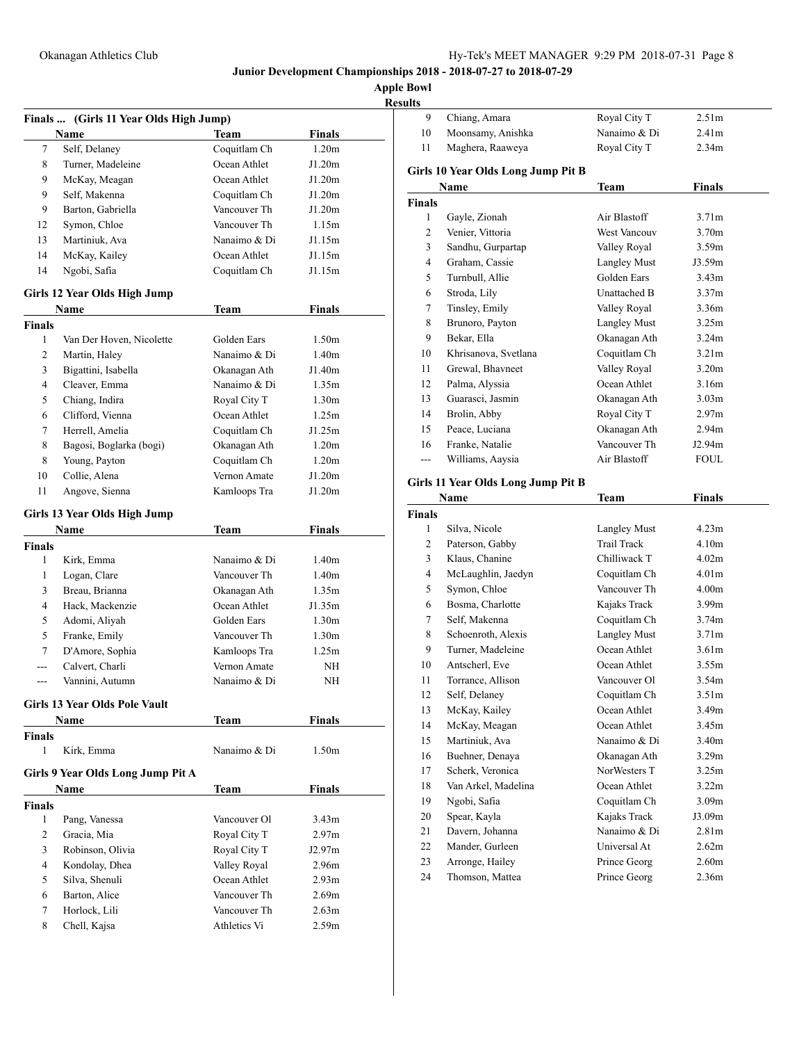# Junior Development Championships 2018 - 2018-07-27 to 2018-07-29

## Apple Bowl

### Results

#### Finals ... (Girls 11 Year Olds High Jump)

| | Name | Team | Finals |
|---|---|---|---|
| 7 | Self, Delaney | Coquitlam Ch | 1.20m |
| 8 | Turner, Madeleine | Ocean Athlet | J1.20m |
| 9 | McKay, Meagan | Ocean Athlet | J1.20m |
| 9 | Self, Makenna | Coquitlam Ch | J1.20m |
| 9 | Barton, Gabriella | Vancouver Th | J1.20m |
| 12 | Symon, Chloe | Vancouver Th | 1.15m |
| 13 | Martiniuk, Ava | Nanaimo & Di | J1.15m |
| 14 | McKay, Kailey | Ocean Athlet | J1.15m |
| 14 | Ngobi, Safia | Coquitlam Ch | J1.15m |

#### Girls 12 Year Olds High Jump

| | Name | Team | Finals |
|---|---|---|---|
| **Finals** | | | |
| 1 | Van Der Hoven, Nicolette | Golden Ears | 1.50m |
| 2 | Martin, Haley | Nanaimo & Di | 1.40m |
| 3 | Bigattini, Isabella | Okanagan Ath | J1.40m |
| 4 | Cleaver, Emma | Nanaimo & Di | 1.35m |
| 5 | Chiang, Indira | Royal City T | 1.30m |
| 6 | Clifford, Vienna | Ocean Athlet | 1.25m |
| 7 | Herrell, Amelia | Coquitlam Ch | J1.25m |
| 8 | Bagosi, Boglarka (bogi) | Okanagan Ath | 1.20m |
| 8 | Young, Payton | Coquitlam Ch | 1.20m |
| 10 | Collie, Alena | Vernon Amate | J1.20m |
| 11 | Angove, Sienna | Kamloops Tra | J1.20m |

#### Girls 13 Year Olds High Jump

| | Name | Team | Finals |
|---|---|---|---|
| **Finals** | | | |
| 1 | Kirk, Emma | Nanaimo & Di | 1.40m |
| 1 | Logan, Clare | Vancouver Th | 1.40m |
| 3 | Breau, Brianna | Okanagan Ath | 1.35m |
| 4 | Hack, Mackenzie | Ocean Athlet | J1.35m |
| 5 | Adomi, Aliyah | Golden Ears | 1.30m |
| 5 | Franke, Emily | Vancouver Th | 1.30m |
| 7 | D'Amore, Sophia | Kamloops Tra | 1.25m |
| --- | Calvert, Charli | Vernon Amate | NH |
| --- | Vannini, Autumn | Nanaimo & Di | NH |

#### Girls 13 Year Olds Pole Vault

| | Name | Team | Finals |
|---|---|---|---|
| **Finals** | | | |
| 1 | Kirk, Emma | Nanaimo & Di | 1.50m |

#### Girls 9 Year Olds Long Jump Pit A

| | Name | Team | Finals |
|---|---|---|---|
| **Finals** | | | |
| 1 | Pang, Vanessa | Vancouver Ol | 3.43m |
| 2 | Gracia, Mia | Royal City T | 2.97m |
| 3 | Robinson, Olivia | Royal City T | J2.97m |
| 4 | Kondolay, Dhea | Valley Royal | 2.96m |
| 5 | Silva, Shenuli | Ocean Athlet | 2.93m |
| 6 | Barton, Alice | Vancouver Th | 2.69m |
| 7 | Horlock, Lili | Vancouver Th | 2.63m |
| 8 | Chell, Kajsa | Athletics Vi | 2.59m |
| 9 | Chiang, Amara | Royal City T | 2.51m |
| 10 | Moonsamy, Anishka | Nanaimo & Di | 2.41m |
| 11 | Maghera, Raaweya | Royal City T | 2.34m |

#### Girls 10 Year Olds Long Jump Pit B

| | Name | Team | Finals |
|---|---|---|---|
| **Finals** | | | |
| 1 | Gayle, Zionah | Air Blastoff | 3.71m |
| 2 | Venier, Vittoria | West Vancouv | 3.70m |
| 3 | Sandhu, Gurpartap | Valley Royal | 3.59m |
| 4 | Graham, Cassie | Langley Must | J3.59m |
| 5 | Turnbull, Allie | Golden Ears | 3.43m |
| 6 | Stroda, Lily | Unattached B | 3.37m |
| 7 | Tinsley, Emily | Valley Royal | 3.36m |
| 8 | Brunoro, Payton | Langley Must | 3.25m |
| 9 | Bekar, Ella | Okanagan Ath | 3.24m |
| 10 | Khrisanova, Svetlana | Coquitlam Ch | 3.21m |
| 11 | Grewal, Bhavneet | Valley Royal | 3.20m |
| 12 | Palma, Alyssia | Ocean Athlet | 3.16m |
| 13 | Guarasci, Jasmin | Okanagan Ath | 3.03m |
| 14 | Brolin, Abby | Royal City T | 2.97m |
| 15 | Peace, Luciana | Okanagan Ath | 2.94m |
| 16 | Franke, Natalie | Vancouver Th | J2.94m |
| --- | Williams, Aaysia | Air Blastoff | FOUL |

#### Girls 11 Year Olds Long Jump Pit B

| | Name | Team | Finals |
|---|---|---|---|
| **Finals** | | | |
| 1 | Silva, Nicole | Langley Must | 4.23m |
| 2 | Paterson, Gabby | Trail Track | 4.10m |
| 3 | Klaus, Chanine | Chilliwack T | 4.02m |
| 4 | McLaughlin, Jaedyn | Coquitlam Ch | 4.01m |
| 5 | Symon, Chloe | Vancouver Th | 4.00m |
| 6 | Bosma, Charlotte | Kajaks Track | 3.99m |
| 7 | Self, Makenna | Coquitlam Ch | 3.74m |
| 8 | Schoenroth, Alexis | Langley Must | 3.71m |
| 9 | Turner, Madeleine | Ocean Athlet | 3.61m |
| 10 | Antscherl, Eve | Ocean Athlet | 3.55m |
| 11 | Torrance, Allison | Vancouver Ol | 3.54m |
| 12 | Self, Delaney | Coquitlam Ch | 3.51m |
| 13 | McKay, Kailey | Ocean Athlet | 3.49m |
| 14 | McKay, Meagan | Ocean Athlet | 3.45m |
| 15 | Martiniuk, Ava | Nanaimo & Di | 3.40m |
| 16 | Buehner, Denaya | Okanagan Ath | 3.29m |
| 17 | Scherk, Veronica | NorWesters T | 3.25m |
| 18 | Van Arkel, Madelina | Ocean Athlet | 3.22m |
| 19 | Ngobi, Safia | Coquitlam Ch | 3.09m |
| 20 | Spear, Kayla | Kajaks Track | J3.09m |
| 21 | Davern, Johanna | Nanaimo & Di | 2.81m |
| 22 | Mander, Gurleen | Universal At | 2.62m |
| 23 | Arronge, Hailey | Prince Georg | 2.60m |
| 24 | Thomson, Mattea | Prince Georg | 2.36m |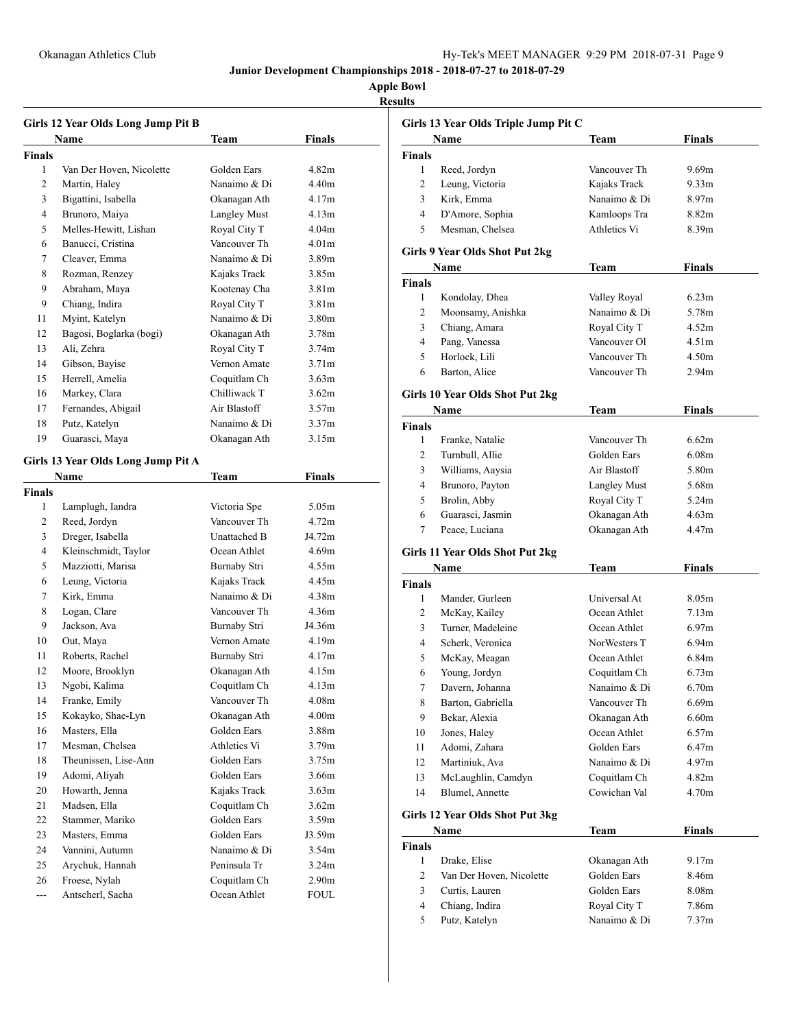**Junior Development Championships 2018 - 2018-07-27 to 2018-07-29**

**Apple Bowl**

**Results**

### Girls 12 Year Olds Long Jump Pit B

| | Name | Team | Finals |
|---|---|---|---|
| **Finals** | | | |
| 1 | Van Der Hoven, Nicolette | Golden Ears | 4.82m |
| 2 | Martin, Haley | Nanaimo & Di | 4.40m |
| 3 | Bigattini, Isabella | Okanagan Ath | 4.17m |
| 4 | Brunoro, Maiya | Langley Must | 4.13m |
| 5 | Melles-Hewitt, Lishan | Royal City T | 4.04m |
| 6 | Banucci, Cristina | Vancouver Th | 4.01m |
| 7 | Cleaver, Emma | Nanaimo & Di | 3.89m |
| 8 | Rozman, Renzey | Kajaks Track | 3.85m |
| 9 | Abraham, Maya | Kootenay Cha | 3.81m |
| 9 | Chiang, Indira | Royal City T | 3.81m |
| 11 | Myint, Katelyn | Nanaimo & Di | 3.80m |
| 12 | Bagosi, Boglarka (bogi) | Okanagan Ath | 3.78m |
| 13 | Ali, Zehra | Royal City T | 3.74m |
| 14 | Gibson, Bayise | Vernon Amate | 3.71m |
| 15 | Herrell, Amelia | Coquitlam Ch | 3.63m |
| 16 | Markey, Clara | Chilliwack T | 3.62m |
| 17 | Fernandes, Abigail | Air Blastoff | 3.57m |
| 18 | Putz, Katelyn | Nanaimo & Di | 3.37m |
| 19 | Guarasci, Maya | Okanagan Ath | 3.15m |

### Girls 13 Year Olds Long Jump Pit A

| | Name | Team | Finals |
|---|---|---|---|
| **Finals** | | | |
| 1 | Lamplugh, Iandra | Victoria Spe | 5.05m |
| 2 | Reed, Jordyn | Vancouver Th | 4.72m |
| 3 | Dreger, Isabella | Unattached B | J4.72m |
| 4 | Kleinschmidt, Taylor | Ocean Athlet | 4.69m |
| 5 | Mazziotti, Marisa | Burnaby Stri | 4.55m |
| 6 | Leung, Victoria | Kajaks Track | 4.45m |
| 7 | Kirk, Emma | Nanaimo & Di | 4.38m |
| 8 | Logan, Clare | Vancouver Th | 4.36m |
| 9 | Jackson, Ava | Burnaby Stri | J4.36m |
| 10 | Out, Maya | Vernon Amate | 4.19m |
| 11 | Roberts, Rachel | Burnaby Stri | 4.17m |
| 12 | Moore, Brooklyn | Okanagan Ath | 4.15m |
| 13 | Ngobi, Kalima | Coquitlam Ch | 4.13m |
| 14 | Franke, Emily | Vancouver Th | 4.08m |
| 15 | Kokayko, Shae-Lyn | Okanagan Ath | 4.00m |
| 16 | Masters, Ella | Golden Ears | 3.88m |
| 17 | Mesman, Chelsea | Athletics Vi | 3.79m |
| 18 | Theunissen, Lise-Ann | Golden Ears | 3.75m |
| 19 | Adomi, Aliyah | Golden Ears | 3.66m |
| 20 | Howarth, Jenna | Kajaks Track | 3.63m |
| 21 | Madsen, Ella | Coquitlam Ch | 3.62m |
| 22 | Stammer, Mariko | Golden Ears | 3.59m |
| 23 | Masters, Emma | Golden Ears | J3.59m |
| 24 | Vannini, Autumn | Nanaimo & Di | 3.54m |
| 25 | Arychuk, Hannah | Peninsula Tr | 3.24m |
| 26 | Froese, Nylah | Coquitlam Ch | 2.90m |
| --- | Antscherl, Sacha | Ocean Athlet | FOUL |

### Girls 13 Year Olds Triple Jump Pit C

| | Name | Team | Finals |
|---|---|---|---|
| **Finals** | | | |
| 1 | Reed, Jordyn | Vancouver Th | 9.69m |
| 2 | Leung, Victoria | Kajaks Track | 9.33m |
| 3 | Kirk, Emma | Nanaimo & Di | 8.97m |
| 4 | D'Amore, Sophia | Kamloops Tra | 8.82m |
| 5 | Mesman, Chelsea | Athletics Vi | 8.39m |

### Girls 9 Year Olds Shot Put 2kg

| | Name | Team | Finals |
|---|---|---|---|
| **Finals** | | | |
| 1 | Kondolay, Dhea | Valley Royal | 6.23m |
| 2 | Moonsamy, Anishka | Nanaimo & Di | 5.78m |
| 3 | Chiang, Amara | Royal City T | 4.52m |
| 4 | Pang, Vanessa | Vancouver Ol | 4.51m |
| 5 | Horlock, Lili | Vancouver Th | 4.50m |
| 6 | Barton, Alice | Vancouver Th | 2.94m |

### Girls 10 Year Olds Shot Put 2kg

| | Name | Team | Finals |
|---|---|---|---|
| **Finals** | | | |
| 1 | Franke, Natalie | Vancouver Th | 6.62m |
| 2 | Turnbull, Allie | Golden Ears | 6.08m |
| 3 | Williams, Aaysia | Air Blastoff | 5.80m |
| 4 | Brunoro, Payton | Langley Must | 5.68m |
| 5 | Brolin, Abby | Royal City T | 5.24m |
| 6 | Guarasci, Jasmin | Okanagan Ath | 4.63m |
| 7 | Peace, Luciana | Okanagan Ath | 4.47m |

### Girls 11 Year Olds Shot Put 2kg

| | Name | Team | Finals |
|---|---|---|---|
| **Finals** | | | |
| 1 | Mander, Gurleen | Universal At | 8.05m |
| 2 | McKay, Kailey | Ocean Athlet | 7.13m |
| 3 | Turner, Madeleine | Ocean Athlet | 6.97m |
| 4 | Scherk, Veronica | NorWesters T | 6.94m |
| 5 | McKay, Meagan | Ocean Athlet | 6.84m |
| 6 | Young, Jordyn | Coquitlam Ch | 6.73m |
| 7 | Davern, Johanna | Nanaimo & Di | 6.70m |
| 8 | Barton, Gabriella | Vancouver Th | 6.69m |
| 9 | Bekar, Alexia | Okanagan Ath | 6.60m |
| 10 | Jones, Haley | Ocean Athlet | 6.57m |
| 11 | Adomi, Zahara | Golden Ears | 6.47m |
| 12 | Martiniuk, Ava | Nanaimo & Di | 4.97m |
| 13 | McLaughlin, Camdyn | Coquitlam Ch | 4.82m |
| 14 | Blumel, Annette | Cowichan Val | 4.70m |

### Girls 12 Year Olds Shot Put 3kg

| | Name | Team | Finals |
|---|---|---|---|
| **Finals** | | | |
| 1 | Drake, Elise | Okanagan Ath | 9.17m |
| 2 | Van Der Hoven, Nicolette | Golden Ears | 8.46m |
| 3 | Curtis, Lauren | Golden Ears | 8.08m |
| 4 | Chiang, Indira | Royal City T | 7.86m |
| 5 | Putz, Katelyn | Nanaimo & Di | 7.37m |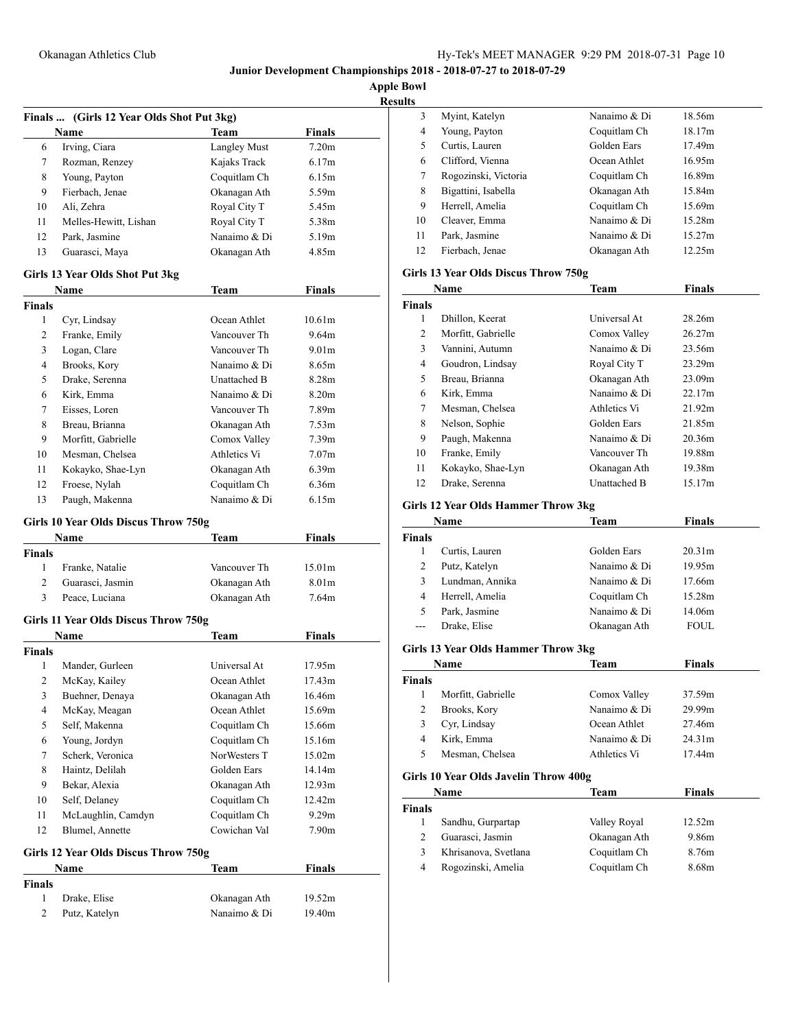# Junior Development Championships 2018 - 2018-07-27 to 2018-07-29

## Apple Bowl

### Results

### Finals ... (Girls 12 Year Olds Shot Put 3kg)

| | Name | Team | Finals |
|---|---|---|---|
| 6 | Irving, Ciara | Langley Must | 7.20m |
| 7 | Rozman, Renzey | Kajaks Track | 6.17m |
| 8 | Young, Payton | Coquitlam Ch | 6.15m |
| 9 | Fierbach, Jenae | Okanagan Ath | 5.59m |
| 10 | Ali, Zehra | Royal City T | 5.45m |
| 11 | Melles-Hewitt, Lishan | Royal City T | 5.38m |
| 12 | Park, Jasmine | Nanaimo & Di | 5.19m |
| 13 | Guarasci, Maya | Okanagan Ath | 4.85m |

### Girls 13 Year Olds Shot Put 3kg

| | Name | Team | Finals |
|---|---|---|---|
| **Finals** | | | |
| 1 | Cyr, Lindsay | Ocean Athlet | 10.61m |
| 2 | Franke, Emily | Vancouver Th | 9.64m |
| 3 | Logan, Clare | Vancouver Th | 9.01m |
| 4 | Brooks, Kory | Nanaimo & Di | 8.65m |
| 5 | Drake, Serenna | Unattached B | 8.28m |
| 6 | Kirk, Emma | Nanaimo & Di | 8.20m |
| 7 | Eisses, Loren | Vancouver Th | 7.89m |
| 8 | Breau, Brianna | Okanagan Ath | 7.53m |
| 9 | Morfitt, Gabrielle | Comox Valley | 7.39m |
| 10 | Mesman, Chelsea | Athletics Vi | 7.07m |
| 11 | Kokayko, Shae-Lyn | Okanagan Ath | 6.39m |
| 12 | Froese, Nylah | Coquitlam Ch | 6.36m |
| 13 | Paugh, Makenna | Nanaimo & Di | 6.15m |

### Girls 10 Year Olds Discus Throw 750g

| | Name | Team | Finals |
|---|---|---|---|
| **Finals** | | | |
| 1 | Franke, Natalie | Vancouver Th | 15.01m |
| 2 | Guarasci, Jasmin | Okanagan Ath | 8.01m |
| 3 | Peace, Luciana | Okanagan Ath | 7.64m |

### Girls 11 Year Olds Discus Throw 750g

| | Name | Team | Finals |
|---|---|---|---|
| **Finals** | | | |
| 1 | Mander, Gurleen | Universal At | 17.95m |
| 2 | McKay, Kailey | Ocean Athlet | 17.43m |
| 3 | Buehner, Denaya | Okanagan Ath | 16.46m |
| 4 | McKay, Meagan | Ocean Athlet | 15.69m |
| 5 | Self, Makenna | Coquitlam Ch | 15.66m |
| 6 | Young, Jordyn | Coquitlam Ch | 15.16m |
| 7 | Scherk, Veronica | NorWesters T | 15.02m |
| 8 | Haintz, Delilah | Golden Ears | 14.14m |
| 9 | Bekar, Alexia | Okanagan Ath | 12.93m |
| 10 | Self, Delaney | Coquitlam Ch | 12.42m |
| 11 | McLaughlin, Camdyn | Coquitlam Ch | 9.29m |
| 12 | Blumel, Annette | Cowichan Val | 7.90m |

### Girls 12 Year Olds Discus Throw 750g

| | Name | Team | Finals |
|---|---|---|---|
| **Finals** | | | |
| 1 | Drake, Elise | Okanagan Ath | 19.52m |
| 2 | Putz, Katelyn | Nanaimo & Di | 19.40m |
| 3 | Myint, Katelyn | Nanaimo & Di | 18.56m |
| 4 | Young, Payton | Coquitlam Ch | 18.17m |
| 5 | Curtis, Lauren | Golden Ears | 17.49m |
| 6 | Clifford, Vienna | Ocean Athlet | 16.95m |
| 7 | Rogozinski, Victoria | Coquitlam Ch | 16.89m |
| 8 | Bigattini, Isabella | Okanagan Ath | 15.84m |
| 9 | Herrell, Amelia | Coquitlam Ch | 15.69m |
| 10 | Cleaver, Emma | Nanaimo & Di | 15.28m |
| 11 | Park, Jasmine | Nanaimo & Di | 15.27m |
| 12 | Fierbach, Jenae | Okanagan Ath | 12.25m |

### Girls 13 Year Olds Discus Throw 750g

| | Name | Team | Finals |
|---|---|---|---|
| **Finals** | | | |
| 1 | Dhillon, Keerat | Universal At | 28.26m |
| 2 | Morfitt, Gabrielle | Comox Valley | 26.27m |
| 3 | Vannini, Autumn | Nanaimo & Di | 23.56m |
| 4 | Goudron, Lindsay | Royal City T | 23.29m |
| 5 | Breau, Brianna | Okanagan Ath | 23.09m |
| 6 | Kirk, Emma | Nanaimo & Di | 22.17m |
| 7 | Mesman, Chelsea | Athletics Vi | 21.92m |
| 8 | Nelson, Sophie | Golden Ears | 21.85m |
| 9 | Paugh, Makenna | Nanaimo & Di | 20.36m |
| 10 | Franke, Emily | Vancouver Th | 19.88m |
| 11 | Kokayko, Shae-Lyn | Okanagan Ath | 19.38m |
| 12 | Drake, Serenna | Unattached B | 15.17m |

### Girls 12 Year Olds Hammer Throw 3kg

| | Name | Team | Finals |
|---|---|---|---|
| **Finals** | | | |
| 1 | Curtis, Lauren | Golden Ears | 20.31m |
| 2 | Putz, Katelyn | Nanaimo & Di | 19.95m |
| 3 | Lundman, Annika | Nanaimo & Di | 17.66m |
| 4 | Herrell, Amelia | Coquitlam Ch | 15.28m |
| 5 | Park, Jasmine | Nanaimo & Di | 14.06m |
| --- | Drake, Elise | Okanagan Ath | FOUL |

### Girls 13 Year Olds Hammer Throw 3kg

| | Name | Team | Finals |
|---|---|---|---|
| **Finals** | | | |
| 1 | Morfitt, Gabrielle | Comox Valley | 37.59m |
| 2 | Brooks, Kory | Nanaimo & Di | 29.99m |
| 3 | Cyr, Lindsay | Ocean Athlet | 27.46m |
| 4 | Kirk, Emma | Nanaimo & Di | 24.31m |
| 5 | Mesman, Chelsea | Athletics Vi | 17.44m |

### Girls 10 Year Olds Javelin Throw 400g

| | Name | Team | Finals |
|---|---|---|---|
| **Finals** | | | |
| 1 | Sandhu, Gurpartap | Valley Royal | 12.52m |
| 2 | Guarasci, Jasmin | Okanagan Ath | 9.86m |
| 3 | Khrisanova, Svetlana | Coquitlam Ch | 8.76m |
| 4 | Rogozinski, Amelia | Coquitlam Ch | 8.68m |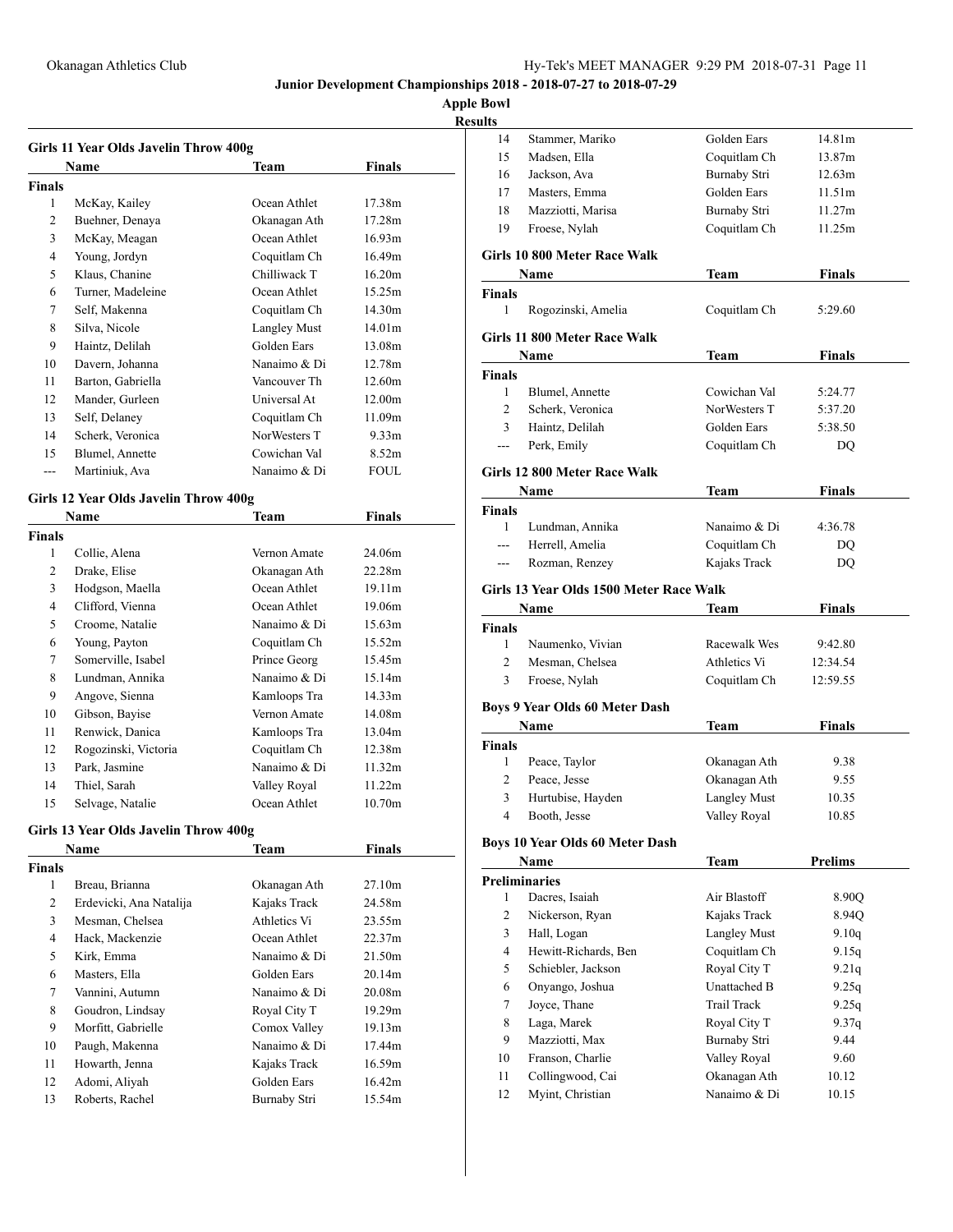**Junior Development Championships 2018 - 2018-07-27 to 2018-07-29**

**Apple Bowl**

**Results**

### Girls 11 Year Olds Javelin Throw 400g

| | Name | Team | Finals |
|---|---|---|---|
| **Finals** | | | |
| 1 | McKay, Kailey | Ocean Athlet | 17.38m |
| 2 | Buehner, Denaya | Okanagan Ath | 17.28m |
| 3 | McKay, Meagan | Ocean Athlet | 16.93m |
| 4 | Young, Jordyn | Coquitlam Ch | 16.49m |
| 5 | Klaus, Chanine | Chilliwack T | 16.20m |
| 6 | Turner, Madeleine | Ocean Athlet | 15.25m |
| 7 | Self, Makenna | Coquitlam Ch | 14.30m |
| 8 | Silva, Nicole | Langley Must | 14.01m |
| 9 | Haintz, Delilah | Golden Ears | 13.08m |
| 10 | Davern, Johanna | Nanaimo & Di | 12.78m |
| 11 | Barton, Gabriella | Vancouver Th | 12.60m |
| 12 | Mander, Gurleen | Universal At | 12.00m |
| 13 | Self, Delaney | Coquitlam Ch | 11.09m |
| 14 | Scherk, Veronica | NorWesters T | 9.33m |
| 15 | Blumel, Annette | Cowichan Val | 8.52m |
| --- | Martiniuk, Ava | Nanaimo & Di | FOUL |

### Girls 12 Year Olds Javelin Throw 400g

| | Name | Team | Finals |
|---|---|---|---|
| **Finals** | | | |
| 1 | Collie, Alena | Vernon Amate | 24.06m |
| 2 | Drake, Elise | Okanagan Ath | 22.28m |
| 3 | Hodgson, Maella | Ocean Athlet | 19.11m |
| 4 | Clifford, Vienna | Ocean Athlet | 19.06m |
| 5 | Croome, Natalie | Nanaimo & Di | 15.63m |
| 6 | Young, Payton | Coquitlam Ch | 15.52m |
| 7 | Somerville, Isabel | Prince Georg | 15.45m |
| 8 | Lundman, Annika | Nanaimo & Di | 15.14m |
| 9 | Angove, Sienna | Kamloops Tra | 14.33m |
| 10 | Gibson, Bayise | Vernon Amate | 14.08m |
| 11 | Renwick, Danica | Kamloops Tra | 13.04m |
| 12 | Rogozinski, Victoria | Coquitlam Ch | 12.38m |
| 13 | Park, Jasmine | Nanaimo & Di | 11.32m |
| 14 | Thiel, Sarah | Valley Royal | 11.22m |
| 15 | Selvage, Natalie | Ocean Athlet | 10.70m |

### Girls 13 Year Olds Javelin Throw 400g

| | Name | Team | Finals |
|---|---|---|---|
| **Finals** | | | |
| 1 | Breau, Brianna | Okanagan Ath | 27.10m |
| 2 | Erdevicki, Ana Natalija | Kajaks Track | 24.58m |
| 3 | Mesman, Chelsea | Athletics Vi | 23.55m |
| 4 | Hack, Mackenzie | Ocean Athlet | 22.37m |
| 5 | Kirk, Emma | Nanaimo & Di | 21.50m |
| 6 | Masters, Ella | Golden Ears | 20.14m |
| 7 | Vannini, Autumn | Nanaimo & Di | 20.08m |
| 8 | Goudron, Lindsay | Royal City T | 19.29m |
| 9 | Morfitt, Gabrielle | Comox Valley | 19.13m |
| 10 | Paugh, Makenna | Nanaimo & Di | 17.44m |
| 11 | Howarth, Jenna | Kajaks Track | 16.59m |
| 12 | Adomi, Aliyah | Golden Ears | 16.42m |
| 13 | Roberts, Rachel | Burnaby Stri | 15.54m |
| 14 | Stammer, Mariko | Golden Ears | 14.81m |
| 15 | Madsen, Ella | Coquitlam Ch | 13.87m |
| 16 | Jackson, Ava | Burnaby Stri | 12.63m |
| 17 | Masters, Emma | Golden Ears | 11.51m |
| 18 | Mazziotti, Marisa | Burnaby Stri | 11.27m |
| 19 | Froese, Nylah | Coquitlam Ch | 11.25m |

### Girls 10 800 Meter Race Walk

| | Name | Team | Finals |
|---|---|---|---|
| **Finals** | | | |
| 1 | Rogozinski, Amelia | Coquitlam Ch | 5:29.60 |

### Girls 11 800 Meter Race Walk

| | Name | Team | Finals |
|---|---|---|---|
| **Finals** | | | |
| 1 | Blumel, Annette | Cowichan Val | 5:24.77 |
| 2 | Scherk, Veronica | NorWesters T | 5:37.20 |
| 3 | Haintz, Delilah | Golden Ears | 5:38.50 |
| --- | Perk, Emily | Coquitlam Ch | DQ |

### Girls 12 800 Meter Race Walk

| | Name | Team | Finals |
|---|---|---|---|
| **Finals** | | | |
| 1 | Lundman, Annika | Nanaimo & Di | 4:36.78 |
| --- | Herrell, Amelia | Coquitlam Ch | DQ |
| --- | Rozman, Renzey | Kajaks Track | DQ |

### Girls 13 Year Olds 1500 Meter Race Walk

| | Name | Team | Finals |
|---|---|---|---|
| **Finals** | | | |
| 1 | Naumenko, Vivian | Racewalk Wes | 9:42.80 |
| 2 | Mesman, Chelsea | Athletics Vi | 12:34.54 |
| 3 | Froese, Nylah | Coquitlam Ch | 12:59.55 |

### Boys 9 Year Olds 60 Meter Dash

| | Name | Team | Finals |
|---|---|---|---|
| **Finals** | | | |
| 1 | Peace, Taylor | Okanagan Ath | 9.38 |
| 2 | Peace, Jesse | Okanagan Ath | 9.55 |
| 3 | Hurtubise, Hayden | Langley Must | 10.35 |
| 4 | Booth, Jesse | Valley Royal | 10.85 |

### Boys 10 Year Olds 60 Meter Dash

| | Name | Team | Prelims |
|---|---|---|---|
| **Preliminaries** | | | |
| 1 | Dacres, Isaiah | Air Blastoff | 8.90Q |
| 2 | Nickerson, Ryan | Kajaks Track | 8.94Q |
| 3 | Hall, Logan | Langley Must | 9.10q |
| 4 | Hewitt-Richards, Ben | Coquitlam Ch | 9.15q |
| 5 | Schiebler, Jackson | Royal City T | 9.21q |
| 6 | Onyango, Joshua | Unattached B | 9.25q |
| 7 | Joyce, Thane | Trail Track | 9.25q |
| 8 | Laga, Marek | Royal City T | 9.37q |
| 9 | Mazziotti, Max | Burnaby Stri | 9.44 |
| 10 | Franson, Charlie | Valley Royal | 9.60 |
| 11 | Collingwood, Cai | Okanagan Ath | 10.12 |
| 12 | Myint, Christian | Nanaimo & Di | 10.15 |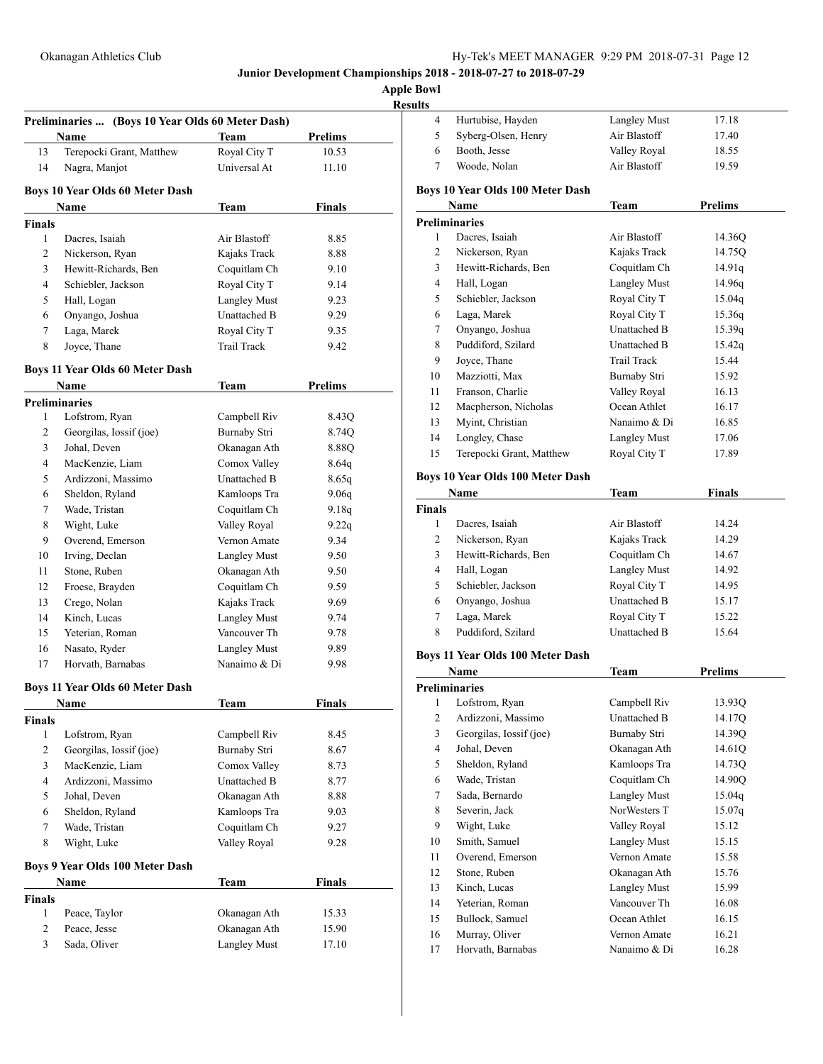**Junior Development Championships 2018 - 2018-07-27 to 2018-07-29**

**Apple Bowl**

**Results**

### Preliminaries ... (Boys 10 Year Olds 60 Meter Dash)

| | Name | Team | Prelims |
|---|---|---|---|
| 13 | Terepocki Grant, Matthew | Royal City T | 10.53 |
| 14 | Nagra, Manjot | Universal At | 11.10 |

### Boys 10 Year Olds 60 Meter Dash

| | Name | Team | Finals |
|---|---|---|---|
| **Finals** | | | |
| 1 | Dacres, Isaiah | Air Blastoff | 8.85 |
| 2 | Nickerson, Ryan | Kajaks Track | 8.88 |
| 3 | Hewitt-Richards, Ben | Coquitlam Ch | 9.10 |
| 4 | Schiebler, Jackson | Royal City T | 9.14 |
| 5 | Hall, Logan | Langley Must | 9.23 |
| 6 | Onyango, Joshua | Unattached B | 9.29 |
| 7 | Laga, Marek | Royal City T | 9.35 |
| 8 | Joyce, Thane | Trail Track | 9.42 |

### Boys 11 Year Olds 60 Meter Dash

| | Name | Team | Prelims |
|---|---|---|---|
| **Preliminaries** | | | |
| 1 | Lofstrom, Ryan | Campbell Riv | 8.43Q |
| 2 | Georgilas, Iossif (joe) | Burnaby Stri | 8.74Q |
| 3 | Johal, Deven | Okanagan Ath | 8.88Q |
| 4 | MacKenzie, Liam | Comox Valley | 8.64q |
| 5 | Ardizzoni, Massimo | Unattached B | 8.65q |
| 6 | Sheldon, Ryland | Kamloops Tra | 9.06q |
| 7 | Wade, Tristan | Coquitlam Ch | 9.18q |
| 8 | Wight, Luke | Valley Royal | 9.22q |
| 9 | Overend, Emerson | Vernon Amate | 9.34 |
| 10 | Irving, Declan | Langley Must | 9.50 |
| 11 | Stone, Ruben | Okanagan Ath | 9.50 |
| 12 | Froese, Brayden | Coquitlam Ch | 9.59 |
| 13 | Crego, Nolan | Kajaks Track | 9.69 |
| 14 | Kinch, Lucas | Langley Must | 9.74 |
| 15 | Yeterian, Roman | Vancouver Th | 9.78 |
| 16 | Nasato, Ryder | Langley Must | 9.89 |
| 17 | Horvath, Barnabas | Nanaimo & Di | 9.98 |

### Boys 11 Year Olds 60 Meter Dash

| | Name | Team | Finals |
|---|---|---|---|
| **Finals** | | | |
| 1 | Lofstrom, Ryan | Campbell Riv | 8.45 |
| 2 | Georgilas, Iossif (joe) | Burnaby Stri | 8.67 |
| 3 | MacKenzie, Liam | Comox Valley | 8.73 |
| 4 | Ardizzoni, Massimo | Unattached B | 8.77 |
| 5 | Johal, Deven | Okanagan Ath | 8.88 |
| 6 | Sheldon, Ryland | Kamloops Tra | 9.03 |
| 7 | Wade, Tristan | Coquitlam Ch | 9.27 |
| 8 | Wight, Luke | Valley Royal | 9.28 |

### Boys 9 Year Olds 100 Meter Dash

| | Name | Team | Finals |
|---|---|---|---|
| **Finals** | | | |
| 1 | Peace, Taylor | Okanagan Ath | 15.33 |
| 2 | Peace, Jesse | Okanagan Ath | 15.90 |
| 3 | Sada, Oliver | Langley Must | 17.10 |
| 4 | Hurtubise, Hayden | Langley Must | 17.18 |
| 5 | Syberg-Olsen, Henry | Air Blastoff | 17.40 |
| 6 | Booth, Jesse | Valley Royal | 18.55 |
| 7 | Woode, Nolan | Air Blastoff | 19.59 |

### Boys 10 Year Olds 100 Meter Dash

| | Name | Team | Prelims |
|---|---|---|---|
| **Preliminaries** | | | |
| 1 | Dacres, Isaiah | Air Blastoff | 14.36Q |
| 2 | Nickerson, Ryan | Kajaks Track | 14.75Q |
| 3 | Hewitt-Richards, Ben | Coquitlam Ch | 14.91q |
| 4 | Hall, Logan | Langley Must | 14.96q |
| 5 | Schiebler, Jackson | Royal City T | 15.04q |
| 6 | Laga, Marek | Royal City T | 15.36q |
| 7 | Onyango, Joshua | Unattached B | 15.39q |
| 8 | Puddiford, Szilard | Unattached B | 15.42q |
| 9 | Joyce, Thane | Trail Track | 15.44 |
| 10 | Mazziotti, Max | Burnaby Stri | 15.92 |
| 11 | Franson, Charlie | Valley Royal | 16.13 |
| 12 | Macpherson, Nicholas | Ocean Athlet | 16.17 |
| 13 | Myint, Christian | Nanaimo & Di | 16.85 |
| 14 | Longley, Chase | Langley Must | 17.06 |
| 15 | Terepocki Grant, Matthew | Royal City T | 17.89 |

### Boys 10 Year Olds 100 Meter Dash

| | Name | Team | Finals |
|---|---|---|---|
| **Finals** | | | |
| 1 | Dacres, Isaiah | Air Blastoff | 14.24 |
| 2 | Nickerson, Ryan | Kajaks Track | 14.29 |
| 3 | Hewitt-Richards, Ben | Coquitlam Ch | 14.67 |
| 4 | Hall, Logan | Langley Must | 14.92 |
| 5 | Schiebler, Jackson | Royal City T | 14.95 |
| 6 | Onyango, Joshua | Unattached B | 15.17 |
| 7 | Laga, Marek | Royal City T | 15.22 |
| 8 | Puddiford, Szilard | Unattached B | 15.64 |

### Boys 11 Year Olds 100 Meter Dash

| | Name | Team | Prelims |
|---|---|---|---|
| **Preliminaries** | | | |
| 1 | Lofstrom, Ryan | Campbell Riv | 13.93Q |
| 2 | Ardizzoni, Massimo | Unattached B | 14.17Q |
| 3 | Georgilas, Iossif (joe) | Burnaby Stri | 14.39Q |
| 4 | Johal, Deven | Okanagan Ath | 14.61Q |
| 5 | Sheldon, Ryland | Kamloops Tra | 14.73Q |
| 6 | Wade, Tristan | Coquitlam Ch | 14.90Q |
| 7 | Sada, Bernardo | Langley Must | 15.04q |
| 8 | Severin, Jack | NorWesters T | 15.07q |
| 9 | Wight, Luke | Valley Royal | 15.12 |
| 10 | Smith, Samuel | Langley Must | 15.15 |
| 11 | Overend, Emerson | Vernon Amate | 15.58 |
| 12 | Stone, Ruben | Okanagan Ath | 15.76 |
| 13 | Kinch, Lucas | Langley Must | 15.99 |
| 14 | Yeterian, Roman | Vancouver Th | 16.08 |
| 15 | Bullock, Samuel | Ocean Athlet | 16.15 |
| 16 | Murray, Oliver | Vernon Amate | 16.21 |
| 17 | Horvath, Barnabas | Nanaimo & Di | 16.28 |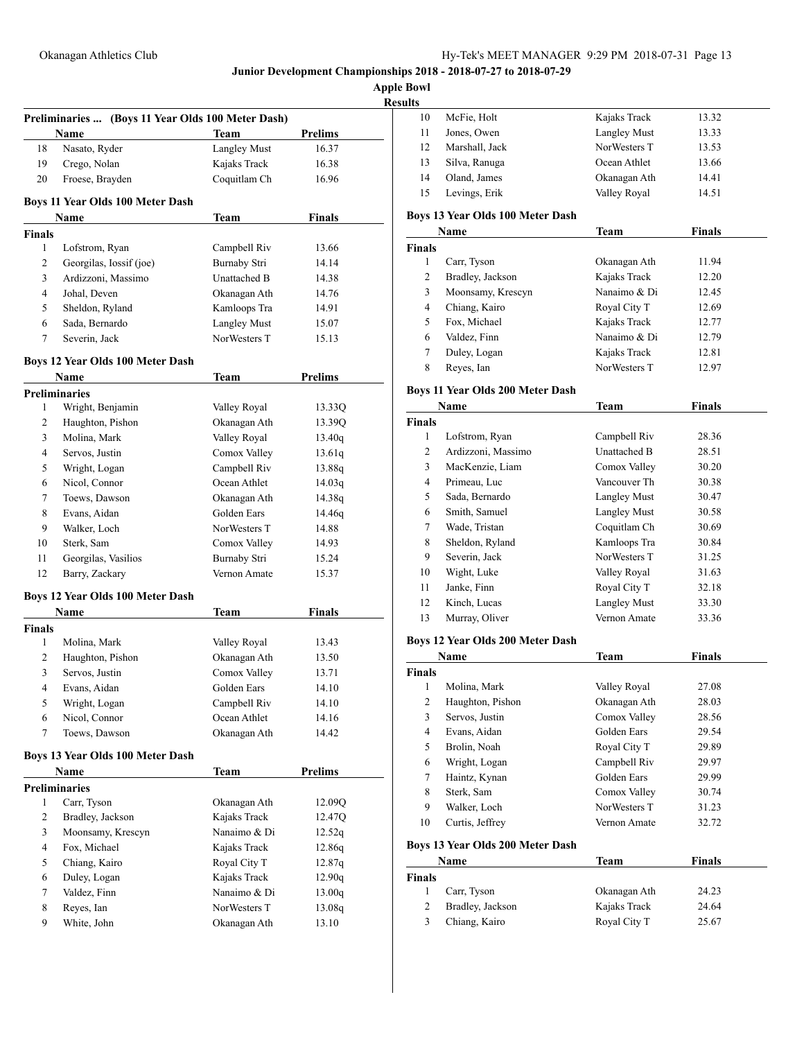# Junior Development Championships 2018 - 2018-07-27 to 2018-07-29

## Apple Bowl

## Results

### Preliminaries ... (Boys 11 Year Olds 100 Meter Dash)

| | Name | Team | Prelims |
|---|---|---|---|
| 18 | Nasato, Ryder | Langley Must | 16.37 |
| 19 | Crego, Nolan | Kajaks Track | 16.38 |
| 20 | Froese, Brayden | Coquitlam Ch | 16.96 |

### Boys 11 Year Olds 100 Meter Dash

| | Name | Team | Finals |
|---|---|---|---|
| **Finals** | | | |
| 1 | Lofstrom, Ryan | Campbell Riv | 13.66 |
| 2 | Georgilas, Iossif (joe) | Burnaby Stri | 14.14 |
| 3 | Ardizzoni, Massimo | Unattached B | 14.38 |
| 4 | Johal, Deven | Okanagan Ath | 14.76 |
| 5 | Sheldon, Ryland | Kamloops Tra | 14.91 |
| 6 | Sada, Bernardo | Langley Must | 15.07 |
| 7 | Severin, Jack | NorWesters T | 15.13 |

### Boys 12 Year Olds 100 Meter Dash

| | Name | Team | Prelims |
|---|---|---|---|
| **Preliminaries** | | | |
| 1 | Wright, Benjamin | Valley Royal | 13.33Q |
| 2 | Haughton, Pishon | Okanagan Ath | 13.39Q |
| 3 | Molina, Mark | Valley Royal | 13.40q |
| 4 | Servos, Justin | Comox Valley | 13.61q |
| 5 | Wright, Logan | Campbell Riv | 13.88q |
| 6 | Nicol, Connor | Ocean Athlet | 14.03q |
| 7 | Toews, Dawson | Okanagan Ath | 14.38q |
| 8 | Evans, Aidan | Golden Ears | 14.46q |
| 9 | Walker, Loch | NorWesters T | 14.88 |
| 10 | Sterk, Sam | Comox Valley | 14.93 |
| 11 | Georgilas, Vasilios | Burnaby Stri | 15.24 |
| 12 | Barry, Zackary | Vernon Amate | 15.37 |

### Boys 12 Year Olds 100 Meter Dash

| | Name | Team | Finals |
|---|---|---|---|
| **Finals** | | | |
| 1 | Molina, Mark | Valley Royal | 13.43 |
| 2 | Haughton, Pishon | Okanagan Ath | 13.50 |
| 3 | Servos, Justin | Comox Valley | 13.71 |
| 4 | Evans, Aidan | Golden Ears | 14.10 |
| 5 | Wright, Logan | Campbell Riv | 14.10 |
| 6 | Nicol, Connor | Ocean Athlet | 14.16 |
| 7 | Toews, Dawson | Okanagan Ath | 14.42 |

### Boys 13 Year Olds 100 Meter Dash

| | Name | Team | Prelims |
|---|---|---|---|
| **Preliminaries** | | | |
| 1 | Carr, Tyson | Okanagan Ath | 12.09Q |
| 2 | Bradley, Jackson | Kajaks Track | 12.47Q |
| 3 | Moonsamy, Krescyn | Nanaimo & Di | 12.52q |
| 4 | Fox, Michael | Kajaks Track | 12.86q |
| 5 | Chiang, Kairo | Royal City T | 12.87q |
| 6 | Duley, Logan | Kajaks Track | 12.90q |
| 7 | Valdez, Finn | Nanaimo & Di | 13.00q |
| 8 | Reyes, Ian | NorWesters T | 13.08q |
| 9 | White, John | Okanagan Ath | 13.10 |
| 10 | McFie, Holt | Kajaks Track | 13.32 |
| 11 | Jones, Owen | Langley Must | 13.33 |
| 12 | Marshall, Jack | NorWesters T | 13.53 |
| 13 | Silva, Ranuga | Ocean Athlet | 13.66 |
| 14 | Oland, James | Okanagan Ath | 14.41 |
| 15 | Levings, Erik | Valley Royal | 14.51 |

### Boys 13 Year Olds 100 Meter Dash

| | Name | Team | Finals |
|---|---|---|---|
| **Finals** | | | |
| 1 | Carr, Tyson | Okanagan Ath | 11.94 |
| 2 | Bradley, Jackson | Kajaks Track | 12.20 |
| 3 | Moonsamy, Krescyn | Nanaimo & Di | 12.45 |
| 4 | Chiang, Kairo | Royal City T | 12.69 |
| 5 | Fox, Michael | Kajaks Track | 12.77 |
| 6 | Valdez, Finn | Nanaimo & Di | 12.79 |
| 7 | Duley, Logan | Kajaks Track | 12.81 |
| 8 | Reyes, Ian | NorWesters T | 12.97 |

### Boys 11 Year Olds 200 Meter Dash

| | Name | Team | Finals |
|---|---|---|---|
| **Finals** | | | |
| 1 | Lofstrom, Ryan | Campbell Riv | 28.36 |
| 2 | Ardizzoni, Massimo | Unattached B | 28.51 |
| 3 | MacKenzie, Liam | Comox Valley | 30.20 |
| 4 | Primeau, Luc | Vancouver Th | 30.38 |
| 5 | Sada, Bernardo | Langley Must | 30.47 |
| 6 | Smith, Samuel | Langley Must | 30.58 |
| 7 | Wade, Tristan | Coquitlam Ch | 30.69 |
| 8 | Sheldon, Ryland | Kamloops Tra | 30.84 |
| 9 | Severin, Jack | NorWesters T | 31.25 |
| 10 | Wight, Luke | Valley Royal | 31.63 |
| 11 | Janke, Finn | Royal City T | 32.18 |
| 12 | Kinch, Lucas | Langley Must | 33.30 |
| 13 | Murray, Oliver | Vernon Amate | 33.36 |

### Boys 12 Year Olds 200 Meter Dash

| | Name | Team | Finals |
|---|---|---|---|
| **Finals** | | | |
| 1 | Molina, Mark | Valley Royal | 27.08 |
| 2 | Haughton, Pishon | Okanagan Ath | 28.03 |
| 3 | Servos, Justin | Comox Valley | 28.56 |
| 4 | Evans, Aidan | Golden Ears | 29.54 |
| 5 | Brolin, Noah | Royal City T | 29.89 |
| 6 | Wright, Logan | Campbell Riv | 29.97 |
| 7 | Haintz, Kynan | Golden Ears | 29.99 |
| 8 | Sterk, Sam | Comox Valley | 30.74 |
| 9 | Walker, Loch | NorWesters T | 31.23 |
| 10 | Curtis, Jeffrey | Vernon Amate | 32.72 |

### Boys 13 Year Olds 200 Meter Dash

| | Name | Team | Finals |
|---|---|---|---|
| **Finals** | | | |
| 1 | Carr, Tyson | Okanagan Ath | 24.23 |
| 2 | Bradley, Jackson | Kajaks Track | 24.64 |
| 3 | Chiang, Kairo | Royal City T | 25.67 |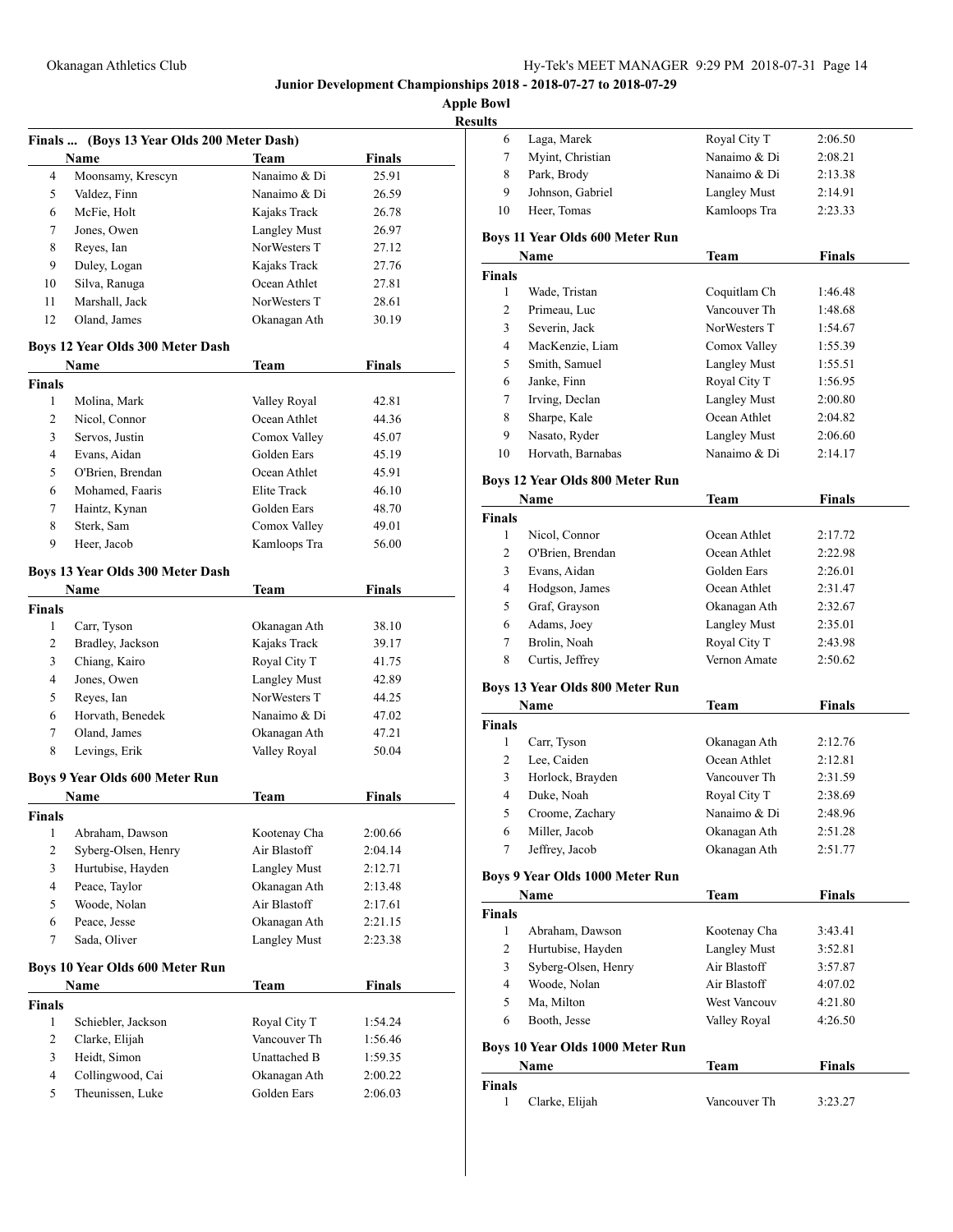## Junior Development Championships 2018 - 2018-07-27 to 2018-07-29

### Apple Bowl

### Results

#### Finals ... (Boys 13 Year Olds 200 Meter Dash)

| | Name | Team | Finals |
|---|---|---|---|
| 4 | Moonsamy, Krescyn | Nanaimo & Di | 25.91 |
| 5 | Valdez, Finn | Nanaimo & Di | 26.59 |
| 6 | McFie, Holt | Kajaks Track | 26.78 |
| 7 | Jones, Owen | Langley Must | 26.97 |
| 8 | Reyes, Ian | NorWesters T | 27.12 |
| 9 | Duley, Logan | Kajaks Track | 27.76 |
| 10 | Silva, Ranuga | Ocean Athlet | 27.81 |
| 11 | Marshall, Jack | NorWesters T | 28.61 |
| 12 | Oland, James | Okanagan Ath | 30.19 |

#### Boys 12 Year Olds 300 Meter Dash

| | Name | Team | Finals |
|---|---|---|---|
| **Finals** | | | |
| 1 | Molina, Mark | Valley Royal | 42.81 |
| 2 | Nicol, Connor | Ocean Athlet | 44.36 |
| 3 | Servos, Justin | Comox Valley | 45.07 |
| 4 | Evans, Aidan | Golden Ears | 45.19 |
| 5 | O'Brien, Brendan | Ocean Athlet | 45.91 |
| 6 | Mohamed, Faaris | Elite Track | 46.10 |
| 7 | Haintz, Kynan | Golden Ears | 48.70 |
| 8 | Sterk, Sam | Comox Valley | 49.01 |
| 9 | Heer, Jacob | Kamloops Tra | 56.00 |

#### Boys 13 Year Olds 300 Meter Dash

| | Name | Team | Finals |
|---|---|---|---|
| **Finals** | | | |
| 1 | Carr, Tyson | Okanagan Ath | 38.10 |
| 2 | Bradley, Jackson | Kajaks Track | 39.17 |
| 3 | Chiang, Kairo | Royal City T | 41.75 |
| 4 | Jones, Owen | Langley Must | 42.89 |
| 5 | Reyes, Ian | NorWesters T | 44.25 |
| 6 | Horvath, Benedek | Nanaimo & Di | 47.02 |
| 7 | Oland, James | Okanagan Ath | 47.21 |
| 8 | Levings, Erik | Valley Royal | 50.04 |

#### Boys 9 Year Olds 600 Meter Run

| | Name | Team | Finals |
|---|---|---|---|
| **Finals** | | | |
| 1 | Abraham, Dawson | Kootenay Cha | 2:00.66 |
| 2 | Syberg-Olsen, Henry | Air Blastoff | 2:04.14 |
| 3 | Hurtubise, Hayden | Langley Must | 2:12.71 |
| 4 | Peace, Taylor | Okanagan Ath | 2:13.48 |
| 5 | Woode, Nolan | Air Blastoff | 2:17.61 |
| 6 | Peace, Jesse | Okanagan Ath | 2:21.15 |
| 7 | Sada, Oliver | Langley Must | 2:23.38 |

#### Boys 10 Year Olds 600 Meter Run

| | Name | Team | Finals |
|---|---|---|---|
| **Finals** | | | |
| 1 | Schiebler, Jackson | Royal City T | 1:54.24 |
| 2 | Clarke, Elijah | Vancouver Th | 1:56.46 |
| 3 | Heidt, Simon | Unattached B | 1:59.35 |
| 4 | Collingwood, Cai | Okanagan Ath | 2:00.22 |
| 5 | Theunissen, Luke | Golden Ears | 2:06.03 |
| 6 | Laga, Marek | Royal City T | 2:06.50 |
| 7 | Myint, Christian | Nanaimo & Di | 2:08.21 |
| 8 | Park, Brody | Nanaimo & Di | 2:13.38 |
| 9 | Johnson, Gabriel | Langley Must | 2:14.91 |
| 10 | Heer, Tomas | Kamloops Tra | 2:23.33 |

#### Boys 11 Year Olds 600 Meter Run

| | Name | Team | Finals |
|---|---|---|---|
| **Finals** | | | |
| 1 | Wade, Tristan | Coquitlam Ch | 1:46.48 |
| 2 | Primeau, Luc | Vancouver Th | 1:48.68 |
| 3 | Severin, Jack | NorWesters T | 1:54.67 |
| 4 | MacKenzie, Liam | Comox Valley | 1:55.39 |
| 5 | Smith, Samuel | Langley Must | 1:55.51 |
| 6 | Janke, Finn | Royal City T | 1:56.95 |
| 7 | Irving, Declan | Langley Must | 2:00.80 |
| 8 | Sharpe, Kale | Ocean Athlet | 2:04.82 |
| 9 | Nasato, Ryder | Langley Must | 2:06.60 |
| 10 | Horvath, Barnabas | Nanaimo & Di | 2:14.17 |

#### Boys 12 Year Olds 800 Meter Run

| | Name | Team | Finals |
|---|---|---|---|
| **Finals** | | | |
| 1 | Nicol, Connor | Ocean Athlet | 2:17.72 |
| 2 | O'Brien, Brendan | Ocean Athlet | 2:22.98 |
| 3 | Evans, Aidan | Golden Ears | 2:26.01 |
| 4 | Hodgson, James | Ocean Athlet | 2:31.47 |
| 5 | Graf, Grayson | Okanagan Ath | 2:32.67 |
| 6 | Adams, Joey | Langley Must | 2:35.01 |
| 7 | Brolin, Noah | Royal City T | 2:43.98 |
| 8 | Curtis, Jeffrey | Vernon Amate | 2:50.62 |

#### Boys 13 Year Olds 800 Meter Run

| | Name | Team | Finals |
|---|---|---|---|
| **Finals** | | | |
| 1 | Carr, Tyson | Okanagan Ath | 2:12.76 |
| 2 | Lee, Caiden | Ocean Athlet | 2:12.81 |
| 3 | Horlock, Brayden | Vancouver Th | 2:31.59 |
| 4 | Duke, Noah | Royal City T | 2:38.69 |
| 5 | Croome, Zachary | Nanaimo & Di | 2:48.96 |
| 6 | Miller, Jacob | Okanagan Ath | 2:51.28 |
| 7 | Jeffrey, Jacob | Okanagan Ath | 2:51.77 |

#### Boys 9 Year Olds 1000 Meter Run

| | Name | Team | Finals |
|---|---|---|---|
| **Finals** | | | |
| 1 | Abraham, Dawson | Kootenay Cha | 3:43.41 |
| 2 | Hurtubise, Hayden | Langley Must | 3:52.81 |
| 3 | Syberg-Olsen, Henry | Air Blastoff | 3:57.87 |
| 4 | Woode, Nolan | Air Blastoff | 4:07.02 |
| 5 | Ma, Milton | West Vancouv | 4:21.80 |
| 6 | Booth, Jesse | Valley Royal | 4:26.50 |

#### Boys 10 Year Olds 1000 Meter Run

| | Name | Team | Finals |
|---|---|---|---|
| **Finals** | | | |
| 1 | Clarke, Elijah | Vancouver Th | 3:23.27 |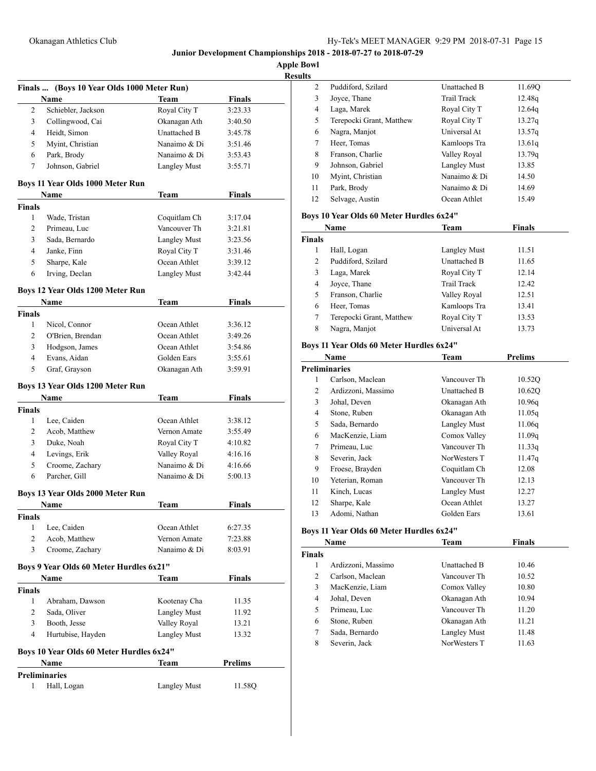# Junior Development Championships 2018 - 2018-07-27 to 2018-07-29

## Apple Bowl

### Results

### Finals ... (Boys 10 Year Olds 1000 Meter Run)

| | Name | Team | Finals |
|---|---|---|---|
| 2 | Schiebler, Jackson | Royal City T | 3:23.33 |
| 3 | Collingwood, Cai | Okanagan Ath | 3:40.50 |
| 4 | Heidt, Simon | Unattached B | 3:45.78 |
| 5 | Myint, Christian | Nanaimo & Di | 3:51.46 |
| 6 | Park, Brody | Nanaimo & Di | 3:53.43 |
| 7 | Johnson, Gabriel | Langley Must | 3:55.71 |

### Boys 11 Year Olds 1000 Meter Run

| | Name | Team | Finals |
|---|---|---|---|
| **Finals** | | | |
| 1 | Wade, Tristan | Coquitlam Ch | 3:17.04 |
| 2 | Primeau, Luc | Vancouver Th | 3:21.81 |
| 3 | Sada, Bernardo | Langley Must | 3:23.56 |
| 4 | Janke, Finn | Royal City T | 3:31.46 |
| 5 | Sharpe, Kale | Ocean Athlet | 3:39.12 |
| 6 | Irving, Declan | Langley Must | 3:42.44 |

### Boys 12 Year Olds 1200 Meter Run

| | Name | Team | Finals |
|---|---|---|---|
| **Finals** | | | |
| 1 | Nicol, Connor | Ocean Athlet | 3:36.12 |
| 2 | O'Brien, Brendan | Ocean Athlet | 3:49.26 |
| 3 | Hodgson, James | Ocean Athlet | 3:54.86 |
| 4 | Evans, Aidan | Golden Ears | 3:55.61 |
| 5 | Graf, Grayson | Okanagan Ath | 3:59.91 |

### Boys 13 Year Olds 1200 Meter Run

| | Name | Team | Finals |
|---|---|---|---|
| **Finals** | | | |
| 1 | Lee, Caiden | Ocean Athlet | 3:38.12 |
| 2 | Acob, Matthew | Vernon Amate | 3:55.49 |
| 3 | Duke, Noah | Royal City T | 4:10.82 |
| 4 | Levings, Erik | Valley Royal | 4:16.16 |
| 5 | Croome, Zachary | Nanaimo & Di | 4:16.66 |
| 6 | Parcher, Gill | Nanaimo & Di | 5:00.13 |

### Boys 13 Year Olds 2000 Meter Run

| | Name | Team | Finals |
|---|---|---|---|
| **Finals** | | | |
| 1 | Lee, Caiden | Ocean Athlet | 6:27.35 |
| 2 | Acob, Matthew | Vernon Amate | 7:23.88 |
| 3 | Croome, Zachary | Nanaimo & Di | 8:03.91 |

### Boys 9 Year Olds 60 Meter Hurdles 6x21"

| | Name | Team | Finals |
|---|---|---|---|
| **Finals** | | | |
| 1 | Abraham, Dawson | Kootenay Cha | 11.35 |
| 2 | Sada, Oliver | Langley Must | 11.92 |
| 3 | Booth, Jesse | Valley Royal | 13.21 |
| 4 | Hurtubise, Hayden | Langley Must | 13.32 |

### Boys 10 Year Olds 60 Meter Hurdles 6x24"

| | Name | Team | Prelims |
|---|---|---|---|
| **Preliminaries** | | | |
| 1 | Hall, Logan | Langley Must | 11.58Q |
| 2 | Puddiford, Szilard | Unattached B | 11.69Q |
| 3 | Joyce, Thane | Trail Track | 12.48q |
| 4 | Laga, Marek | Royal City T | 12.64q |
| 5 | Terepocki Grant, Matthew | Royal City T | 13.27q |
| 6 | Nagra, Manjot | Universal At | 13.57q |
| 7 | Heer, Tomas | Kamloops Tra | 13.61q |
| 8 | Franson, Charlie | Valley Royal | 13.79q |
| 9 | Johnson, Gabriel | Langley Must | 13.85 |
| 10 | Myint, Christian | Nanaimo & Di | 14.50 |
| 11 | Park, Brody | Nanaimo & Di | 14.69 |
| 12 | Selvage, Austin | Ocean Athlet | 15.49 |

### Boys 10 Year Olds 60 Meter Hurdles 6x24"

| | Name | Team | Finals |
|---|---|---|---|
| **Finals** | | | |
| 1 | Hall, Logan | Langley Must | 11.51 |
| 2 | Puddiford, Szilard | Unattached B | 11.65 |
| 3 | Laga, Marek | Royal City T | 12.14 |
| 4 | Joyce, Thane | Trail Track | 12.42 |
| 5 | Franson, Charlie | Valley Royal | 12.51 |
| 6 | Heer, Tomas | Kamloops Tra | 13.41 |
| 7 | Terepocki Grant, Matthew | Royal City T | 13.53 |
| 8 | Nagra, Manjot | Universal At | 13.73 |

### Boys 11 Year Olds 60 Meter Hurdles 6x24"

| | Name | Team | Prelims |
|---|---|---|---|
| **Preliminaries** | | | |
| 1 | Carlson, Maclean | Vancouver Th | 10.52Q |
| 2 | Ardizzoni, Massimo | Unattached B | 10.62Q |
| 3 | Johal, Deven | Okanagan Ath | 10.96q |
| 4 | Stone, Ruben | Okanagan Ath | 11.05q |
| 5 | Sada, Bernardo | Langley Must | 11.06q |
| 6 | MacKenzie, Liam | Comox Valley | 11.09q |
| 7 | Primeau, Luc | Vancouver Th | 11.33q |
| 8 | Severin, Jack | NorWesters T | 11.47q |
| 9 | Froese, Brayden | Coquitlam Ch | 12.08 |
| 10 | Yeterian, Roman | Vancouver Th | 12.13 |
| 11 | Kinch, Lucas | Langley Must | 12.27 |
| 12 | Sharpe, Kale | Ocean Athlet | 13.27 |
| 13 | Adomi, Nathan | Golden Ears | 13.61 |

### Boys 11 Year Olds 60 Meter Hurdles 6x24"

| | Name | Team | Finals |
|---|---|---|---|
| **Finals** | | | |
| 1 | Ardizzoni, Massimo | Unattached B | 10.46 |
| 2 | Carlson, Maclean | Vancouver Th | 10.52 |
| 3 | MacKenzie, Liam | Comox Valley | 10.80 |
| 4 | Johal, Deven | Okanagan Ath | 10.94 |
| 5 | Primeau, Luc | Vancouver Th | 11.20 |
| 6 | Stone, Ruben | Okanagan Ath | 11.21 |
| 7 | Sada, Bernardo | Langley Must | 11.48 |
| 8 | Severin, Jack | NorWesters T | 11.63 |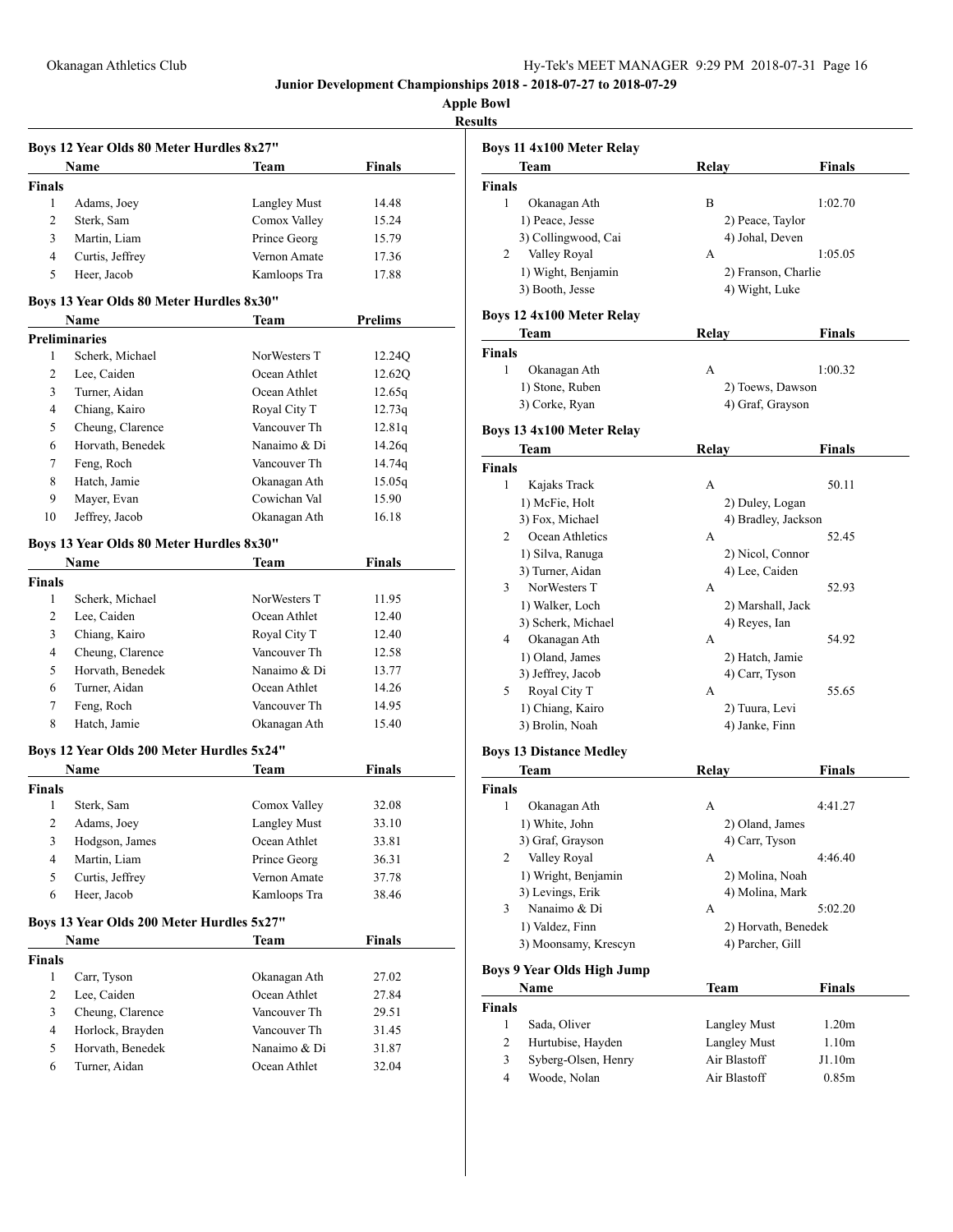## Junior Development Championships 2018 - 2018-07-27 to 2018-07-29

**Apple Bowl**

**Results**

### Boys 12 Year Olds 80 Meter Hurdles 8x27"

| | Name | Team | Finals |
|---|---|---|---|
| **Finals** | | | |
| 1 | Adams, Joey | Langley Must | 14.48 |
| 2 | Sterk, Sam | Comox Valley | 15.24 |
| 3 | Martin, Liam | Prince Georg | 15.79 |
| 4 | Curtis, Jeffrey | Vernon Amate | 17.36 |
| 5 | Heer, Jacob | Kamloops Tra | 17.88 |

### Boys 13 Year Olds 80 Meter Hurdles 8x30"

| | Name | Team | Prelims |
|---|---|---|---|
| **Preliminaries** | | | |
| 1 | Scherk, Michael | NorWesters T | 12.24Q |
| 2 | Lee, Caiden | Ocean Athlet | 12.62Q |
| 3 | Turner, Aidan | Ocean Athlet | 12.65q |
| 4 | Chiang, Kairo | Royal City T | 12.73q |
| 5 | Cheung, Clarence | Vancouver Th | 12.81q |
| 6 | Horvath, Benedek | Nanaimo & Di | 14.26q |
| 7 | Feng, Roch | Vancouver Th | 14.74q |
| 8 | Hatch, Jamie | Okanagan Ath | 15.05q |
| 9 | Mayer, Evan | Cowichan Val | 15.90 |
| 10 | Jeffrey, Jacob | Okanagan Ath | 16.18 |

### Boys 13 Year Olds 80 Meter Hurdles 8x30"

| | Name | Team | Finals |
|---|---|---|---|
| **Finals** | | | |
| 1 | Scherk, Michael | NorWesters T | 11.95 |
| 2 | Lee, Caiden | Ocean Athlet | 12.40 |
| 3 | Chiang, Kairo | Royal City T | 12.40 |
| 4 | Cheung, Clarence | Vancouver Th | 12.58 |
| 5 | Horvath, Benedek | Nanaimo & Di | 13.77 |
| 6 | Turner, Aidan | Ocean Athlet | 14.26 |
| 7 | Feng, Roch | Vancouver Th | 14.95 |
| 8 | Hatch, Jamie | Okanagan Ath | 15.40 |

### Boys 12 Year Olds 200 Meter Hurdles 5x24"

| | Name | Team | Finals |
|---|---|---|---|
| **Finals** | | | |
| 1 | Sterk, Sam | Comox Valley | 32.08 |
| 2 | Adams, Joey | Langley Must | 33.10 |
| 3 | Hodgson, James | Ocean Athlet | 33.81 |
| 4 | Martin, Liam | Prince Georg | 36.31 |
| 5 | Curtis, Jeffrey | Vernon Amate | 37.78 |
| 6 | Heer, Jacob | Kamloops Tra | 38.46 |

### Boys 13 Year Olds 200 Meter Hurdles 5x27"

| | Name | Team | Finals |
|---|---|---|---|
| **Finals** | | | |
| 1 | Carr, Tyson | Okanagan Ath | 27.02 |
| 2 | Lee, Caiden | Ocean Athlet | 27.84 |
| 3 | Cheung, Clarence | Vancouver Th | 29.51 |
| 4 | Horlock, Brayden | Vancouver Th | 31.45 |
| 5 | Horvath, Benedek | Nanaimo & Di | 31.87 |
| 6 | Turner, Aidan | Ocean Athlet | 32.04 |

### Boys 11 4x100 Meter Relay

| | Team | Relay | Finals |
|---|---|---|---|
| **Finals** | | | |
| 1 | Okanagan Ath | B | 1:02.70 |
| | 1) Peace, Jesse | 2) Peace, Taylor | |
| | 3) Collingwood, Cai | 4) Johal, Deven | |
| 2 | Valley Royal | A | 1:05.05 |
| | 1) Wight, Benjamin | 2) Franson, Charlie | |
| | 3) Booth, Jesse | 4) Wight, Luke | |

### Boys 12 4x100 Meter Relay

| | Team | Relay | Finals |
|---|---|---|---|
| **Finals** | | | |
| 1 | Okanagan Ath | A | 1:00.32 |
| | 1) Stone, Ruben | 2) Toews, Dawson | |
| | 3) Corke, Ryan | 4) Graf, Grayson | |

### Boys 13 4x100 Meter Relay

| | Team | Relay | Finals |
|---|---|---|---|
| **Finals** | | | |
| 1 | Kajaks Track | A | 50.11 |
| | 1) McFie, Holt | 2) Duley, Logan | |
| | 3) Fox, Michael | 4) Bradley, Jackson | |
| 2 | Ocean Athletics | A | 52.45 |
| | 1) Silva, Ranuga | 2) Nicol, Connor | |
| | 3) Turner, Aidan | 4) Lee, Caiden | |
| 3 | NorWesters T | A | 52.93 |
| | 1) Walker, Loch | 2) Marshall, Jack | |
| | 3) Scherk, Michael | 4) Reyes, Ian | |
| 4 | Okanagan Ath | A | 54.92 |
| | 1) Oland, James | 2) Hatch, Jamie | |
| | 3) Jeffrey, Jacob | 4) Carr, Tyson | |
| 5 | Royal City T | A | 55.65 |
| | 1) Chiang, Kairo | 2) Tuura, Levi | |
| | 3) Brolin, Noah | 4) Janke, Finn | |

### Boys 13 Distance Medley

| | Team | Relay | Finals |
|---|---|---|---|
| **Finals** | | | |
| 1 | Okanagan Ath | A | 4:41.27 |
| | 1) White, John | 2) Oland, James | |
| | 3) Graf, Grayson | 4) Carr, Tyson | |
| 2 | Valley Royal | A | 4:46.40 |
| | 1) Wright, Benjamin | 2) Molina, Noah | |
| | 3) Levings, Erik | 4) Molina, Mark | |
| 3 | Nanaimo & Di | A | 5:02.20 |
| | 1) Valdez, Finn | 2) Horvath, Benedek | |
| | 3) Moonsamy, Krescyn | 4) Parcher, Gill | |

### Boys 9 Year Olds High Jump

| | Name | Team | Finals |
|---|---|---|---|
| **Finals** | | | |
| 1 | Sada, Oliver | Langley Must | 1.20m |
| 2 | Hurtubise, Hayden | Langley Must | 1.10m |
| 3 | Syberg-Olsen, Henry | Air Blastoff | J1.10m |
| 4 | Woode, Nolan | Air Blastoff | 0.85m |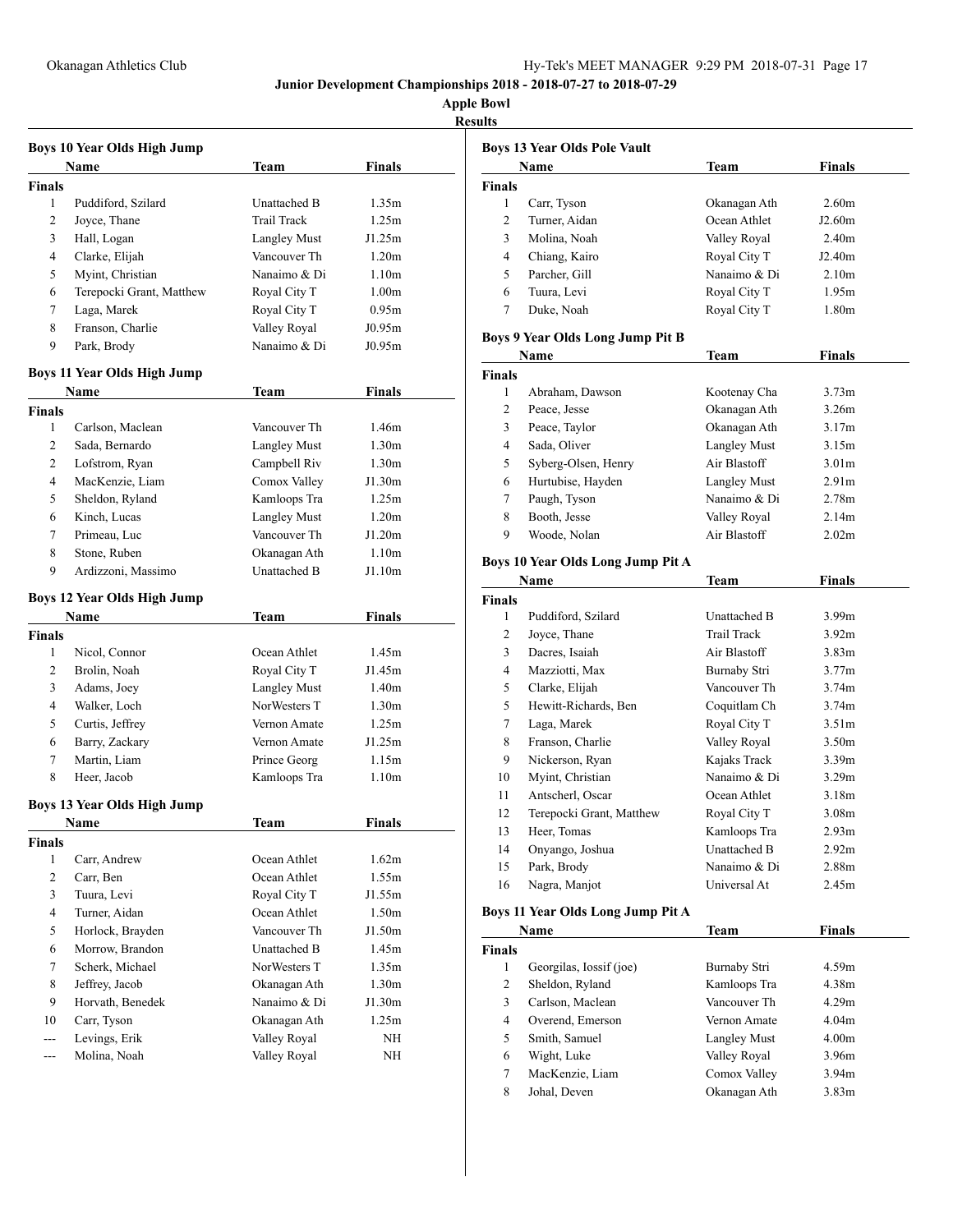## Junior Development Championships 2018 - 2018-07-27 to 2018-07-29

### Apple Bowl

### Results

#### Boys 10 Year Olds High Jump

| | Name | Team | Finals |
|---|---|---|---|
| **Finals** | | | |
| 1 | Puddiford, Szilard | Unattached B | 1.35m |
| 2 | Joyce, Thane | Trail Track | 1.25m |
| 3 | Hall, Logan | Langley Must | J1.25m |
| 4 | Clarke, Elijah | Vancouver Th | 1.20m |
| 5 | Myint, Christian | Nanaimo & Di | 1.10m |
| 6 | Terepocki Grant, Matthew | Royal City T | 1.00m |
| 7 | Laga, Marek | Royal City T | 0.95m |
| 8 | Franson, Charlie | Valley Royal | J0.95m |
| 9 | Park, Brody | Nanaimo & Di | J0.95m |

#### Boys 11 Year Olds High Jump

| | Name | Team | Finals |
|---|---|---|---|
| **Finals** | | | |
| 1 | Carlson, Maclean | Vancouver Th | 1.46m |
| 2 | Sada, Bernardo | Langley Must | 1.30m |
| 2 | Lofstrom, Ryan | Campbell Riv | 1.30m |
| 4 | MacKenzie, Liam | Comox Valley | J1.30m |
| 5 | Sheldon, Ryland | Kamloops Tra | 1.25m |
| 6 | Kinch, Lucas | Langley Must | 1.20m |
| 7 | Primeau, Luc | Vancouver Th | J1.20m |
| 8 | Stone, Ruben | Okanagan Ath | 1.10m |
| 9 | Ardizzoni, Massimo | Unattached B | J1.10m |

#### Boys 12 Year Olds High Jump

| | Name | Team | Finals |
|---|---|---|---|
| **Finals** | | | |
| 1 | Nicol, Connor | Ocean Athlet | 1.45m |
| 2 | Brolin, Noah | Royal City T | J1.45m |
| 3 | Adams, Joey | Langley Must | 1.40m |
| 4 | Walker, Loch | NorWesters T | 1.30m |
| 5 | Curtis, Jeffrey | Vernon Amate | 1.25m |
| 6 | Barry, Zackary | Vernon Amate | J1.25m |
| 7 | Martin, Liam | Prince Georg | 1.15m |
| 8 | Heer, Jacob | Kamloops Tra | 1.10m |

#### Boys 13 Year Olds High Jump

| | Name | Team | Finals |
|---|---|---|---|
| **Finals** | | | |
| 1 | Carr, Andrew | Ocean Athlet | 1.62m |
| 2 | Carr, Ben | Ocean Athlet | 1.55m |
| 3 | Tuura, Levi | Royal City T | J1.55m |
| 4 | Turner, Aidan | Ocean Athlet | 1.50m |
| 5 | Horlock, Brayden | Vancouver Th | J1.50m |
| 6 | Morrow, Brandon | Unattached B | 1.45m |
| 7 | Scherk, Michael | NorWesters T | 1.35m |
| 8 | Jeffrey, Jacob | Okanagan Ath | 1.30m |
| 9 | Horvath, Benedek | Nanaimo & Di | J1.30m |
| 10 | Carr, Tyson | Okanagan Ath | 1.25m |
| --- | Levings, Erik | Valley Royal | NH |
| --- | Molina, Noah | Valley Royal | NH |

#### Boys 13 Year Olds Pole Vault

| | Name | Team | Finals |
|---|---|---|---|
| **Finals** | | | |
| 1 | Carr, Tyson | Okanagan Ath | 2.60m |
| 2 | Turner, Aidan | Ocean Athlet | J2.60m |
| 3 | Molina, Noah | Valley Royal | 2.40m |
| 4 | Chiang, Kairo | Royal City T | J2.40m |
| 5 | Parcher, Gill | Nanaimo & Di | 2.10m |
| 6 | Tuura, Levi | Royal City T | 1.95m |
| 7 | Duke, Noah | Royal City T | 1.80m |

#### Boys 9 Year Olds Long Jump Pit B

| | Name | Team | Finals |
|---|---|---|---|
| **Finals** | | | |
| 1 | Abraham, Dawson | Kootenay Cha | 3.73m |
| 2 | Peace, Jesse | Okanagan Ath | 3.26m |
| 3 | Peace, Taylor | Okanagan Ath | 3.17m |
| 4 | Sada, Oliver | Langley Must | 3.15m |
| 5 | Syberg-Olsen, Henry | Air Blastoff | 3.01m |
| 6 | Hurtubise, Hayden | Langley Must | 2.91m |
| 7 | Paugh, Tyson | Nanaimo & Di | 2.78m |
| 8 | Booth, Jesse | Valley Royal | 2.14m |
| 9 | Woode, Nolan | Air Blastoff | 2.02m |

#### Boys 10 Year Olds Long Jump Pit A

| | Name | Team | Finals |
|---|---|---|---|
| **Finals** | | | |
| 1 | Puddiford, Szilard | Unattached B | 3.99m |
| 2 | Joyce, Thane | Trail Track | 3.92m |
| 3 | Dacres, Isaiah | Air Blastoff | 3.83m |
| 4 | Mazziotti, Max | Burnaby Stri | 3.77m |
| 5 | Clarke, Elijah | Vancouver Th | 3.74m |
| 5 | Hewitt-Richards, Ben | Coquitlam Ch | 3.74m |
| 7 | Laga, Marek | Royal City T | 3.51m |
| 8 | Franson, Charlie | Valley Royal | 3.50m |
| 9 | Nickerson, Ryan | Kajaks Track | 3.39m |
| 10 | Myint, Christian | Nanaimo & Di | 3.29m |
| 11 | Antscherl, Oscar | Ocean Athlet | 3.18m |
| 12 | Terepocki Grant, Matthew | Royal City T | 3.08m |
| 13 | Heer, Tomas | Kamloops Tra | 2.93m |
| 14 | Onyango, Joshua | Unattached B | 2.92m |
| 15 | Park, Brody | Nanaimo & Di | 2.88m |
| 16 | Nagra, Manjot | Universal At | 2.45m |

#### Boys 11 Year Olds Long Jump Pit A

| | Name | Team | Finals |
|---|---|---|---|
| **Finals** | | | |
| 1 | Georgilas, Iossif (joe) | Burnaby Stri | 4.59m |
| 2 | Sheldon, Ryland | Kamloops Tra | 4.38m |
| 3 | Carlson, Maclean | Vancouver Th | 4.29m |
| 4 | Overend, Emerson | Vernon Amate | 4.04m |
| 5 | Smith, Samuel | Langley Must | 4.00m |
| 6 | Wight, Luke | Valley Royal | 3.96m |
| 7 | MacKenzie, Liam | Comox Valley | 3.94m |
| 8 | Johal, Deven | Okanagan Ath | 3.83m |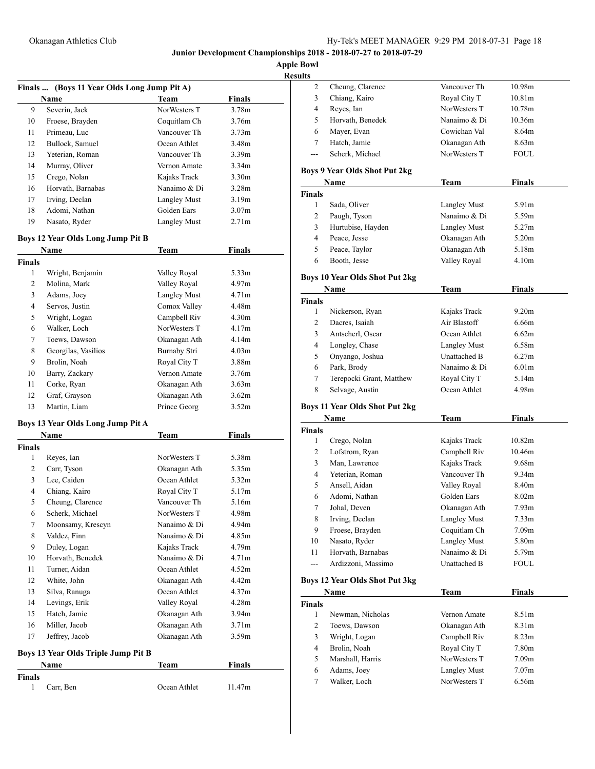**Junior Development Championships 2018 - 2018-07-27 to 2018-07-29**

**Apple Bowl**

**Results**

### Finals ... (Boys 11 Year Olds Long Jump Pit A)

| | Name | Team | Finals |
|---|---|---|---|
| 9 | Severin, Jack | NorWesters T | 3.78m |
| 10 | Froese, Brayden | Coquitlam Ch | 3.76m |
| 11 | Primeau, Luc | Vancouver Th | 3.73m |
| 12 | Bullock, Samuel | Ocean Athlet | 3.48m |
| 13 | Yeterian, Roman | Vancouver Th | 3.39m |
| 14 | Murray, Oliver | Vernon Amate | 3.34m |
| 15 | Crego, Nolan | Kajaks Track | 3.30m |
| 16 | Horvath, Barnabas | Nanaimo & Di | 3.28m |
| 17 | Irving, Declan | Langley Must | 3.19m |
| 18 | Adomi, Nathan | Golden Ears | 3.07m |
| 19 | Nasato, Ryder | Langley Must | 2.71m |

### Boys 12 Year Olds Long Jump Pit B

**Finals**

| | Name | Team | Finals |
|---|---|---|---|
| 1 | Wright, Benjamin | Valley Royal | 5.33m |
| 2 | Molina, Mark | Valley Royal | 4.97m |
| 3 | Adams, Joey | Langley Must | 4.71m |
| 4 | Servos, Justin | Comox Valley | 4.48m |
| 5 | Wright, Logan | Campbell Riv | 4.30m |
| 6 | Walker, Loch | NorWesters T | 4.17m |
| 7 | Toews, Dawson | Okanagan Ath | 4.14m |
| 8 | Georgilas, Vasilios | Burnaby Stri | 4.03m |
| 9 | Brolin, Noah | Royal City T | 3.88m |
| 10 | Barry, Zackary | Vernon Amate | 3.76m |
| 11 | Corke, Ryan | Okanagan Ath | 3.63m |
| 12 | Graf, Grayson | Okanagan Ath | 3.62m |
| 13 | Martin, Liam | Prince Georg | 3.52m |

### Boys 13 Year Olds Long Jump Pit A

**Finals**

| | Name | Team | Finals |
|---|---|---|---|
| 1 | Reyes, Ian | NorWesters T | 5.38m |
| 2 | Carr, Tyson | Okanagan Ath | 5.35m |
| 3 | Lee, Caiden | Ocean Athlet | 5.32m |
| 4 | Chiang, Kairo | Royal City T | 5.17m |
| 5 | Cheung, Clarence | Vancouver Th | 5.16m |
| 6 | Scherk, Michael | NorWesters T | 4.98m |
| 7 | Moonsamy, Krescyn | Nanaimo & Di | 4.94m |
| 8 | Valdez, Finn | Nanaimo & Di | 4.85m |
| 9 | Duley, Logan | Kajaks Track | 4.79m |
| 10 | Horvath, Benedek | Nanaimo & Di | 4.71m |
| 11 | Turner, Aidan | Ocean Athlet | 4.52m |
| 12 | White, John | Okanagan Ath | 4.42m |
| 13 | Silva, Ranuga | Ocean Athlet | 4.37m |
| 14 | Levings, Erik | Valley Royal | 4.28m |
| 15 | Hatch, Jamie | Okanagan Ath | 3.94m |
| 16 | Miller, Jacob | Okanagan Ath | 3.71m |
| 17 | Jeffrey, Jacob | Okanagan Ath | 3.59m |

### Boys 13 Year Olds Triple Jump Pit B

**Finals**

| | Name | Team | Finals |
|---|---|---|---|
| 1 | Carr, Ben | Ocean Athlet | 11.47m |
| 2 | Cheung, Clarence | Vancouver Th | 10.98m |
| 3 | Chiang, Kairo | Royal City T | 10.81m |
| 4 | Reyes, Ian | NorWesters T | 10.78m |
| 5 | Horvath, Benedek | Nanaimo & Di | 10.36m |
| 6 | Mayer, Evan | Cowichan Val | 8.64m |
| 7 | Hatch, Jamie | Okanagan Ath | 8.63m |
| --- | Scherk, Michael | NorWesters T | FOUL |

### Boys 9 Year Olds Shot Put 2kg

**Finals**

| | Name | Team | Finals |
|---|---|---|---|
| 1 | Sada, Oliver | Langley Must | 5.91m |
| 2 | Paugh, Tyson | Nanaimo & Di | 5.59m |
| 3 | Hurtubise, Hayden | Langley Must | 5.27m |
| 4 | Peace, Jesse | Okanagan Ath | 5.20m |
| 5 | Peace, Taylor | Okanagan Ath | 5.18m |
| 6 | Booth, Jesse | Valley Royal | 4.10m |

### Boys 10 Year Olds Shot Put 2kg

**Finals**

| | Name | Team | Finals |
|---|---|---|---|
| 1 | Nickerson, Ryan | Kajaks Track | 9.20m |
| 2 | Dacres, Isaiah | Air Blastoff | 6.66m |
| 3 | Antscherl, Oscar | Ocean Athlet | 6.62m |
| 4 | Longley, Chase | Langley Must | 6.58m |
| 5 | Onyango, Joshua | Unattached B | 6.27m |
| 6 | Park, Brody | Nanaimo & Di | 6.01m |
| 7 | Terepocki Grant, Matthew | Royal City T | 5.14m |
| 8 | Selvage, Austin | Ocean Athlet | 4.98m |

### Boys 11 Year Olds Shot Put 2kg

**Finals**

| | Name | Team | Finals |
|---|---|---|---|
| 1 | Crego, Nolan | Kajaks Track | 10.82m |
| 2 | Lofstrom, Ryan | Campbell Riv | 10.46m |
| 3 | Man, Lawrence | Kajaks Track | 9.68m |
| 4 | Yeterian, Roman | Vancouver Th | 9.34m |
| 5 | Ansell, Aidan | Valley Royal | 8.40m |
| 6 | Adomi, Nathan | Golden Ears | 8.02m |
| 7 | Johal, Deven | Okanagan Ath | 7.93m |
| 8 | Irving, Declan | Langley Must | 7.33m |
| 9 | Froese, Brayden | Coquitlam Ch | 7.09m |
| 10 | Nasato, Ryder | Langley Must | 5.80m |
| 11 | Horvath, Barnabas | Nanaimo & Di | 5.79m |
| --- | Ardizzoni, Massimo | Unattached B | FOUL |

### Boys 12 Year Olds Shot Put 3kg

**Finals**

| | Name | Team | Finals |
|---|---|---|---|
| 1 | Newman, Nicholas | Vernon Amate | 8.51m |
| 2 | Toews, Dawson | Okanagan Ath | 8.31m |
| 3 | Wright, Logan | Campbell Riv | 8.23m |
| 4 | Brolin, Noah | Royal City T | 7.80m |
| 5 | Marshall, Harris | NorWesters T | 7.09m |
| 6 | Adams, Joey | Langley Must | 7.07m |
| 7 | Walker, Loch | NorWesters T | 6.56m |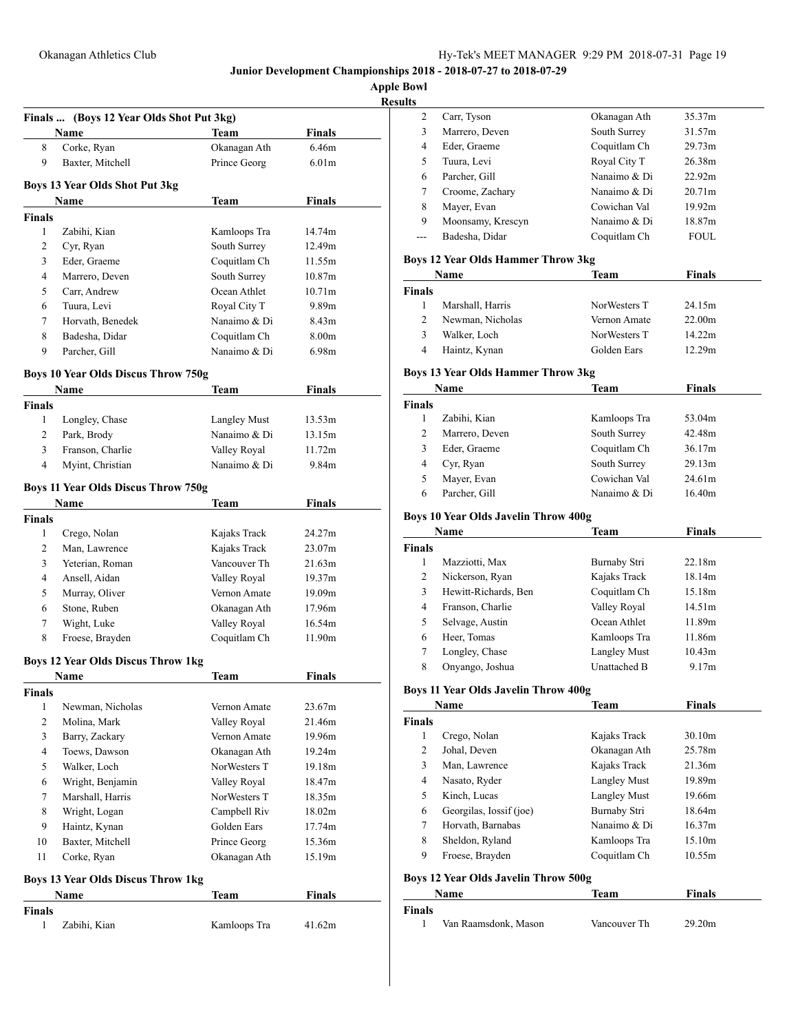# Junior Development Championships 2018 - 2018-07-27 to 2018-07-29

## Apple Bowl

## Results

### Finals ... (Boys 12 Year Olds Shot Put 3kg)

| | Name | Team | Finals |
|---|---|---|---|
| 8 | Corke, Ryan | Okanagan Ath | 6.46m |
| 9 | Baxter, Mitchell | Prince Georg | 6.01m |

### Boys 13 Year Olds Shot Put 3kg

**Finals**

| | Name | Team | Finals |
|---|---|---|---|
| 1 | Zabihi, Kian | Kamloops Tra | 14.74m |
| 2 | Cyr, Ryan | South Surrey | 12.49m |
| 3 | Eder, Graeme | Coquitlam Ch | 11.55m |
| 4 | Marrero, Deven | South Surrey | 10.87m |
| 5 | Carr, Andrew | Ocean Athlet | 10.71m |
| 6 | Tuura, Levi | Royal City T | 9.89m |
| 7 | Horvath, Benedek | Nanaimo & Di | 8.43m |
| 8 | Badesha, Didar | Coquitlam Ch | 8.00m |
| 9 | Parcher, Gill | Nanaimo & Di | 6.98m |

### Boys 10 Year Olds Discus Throw 750g

**Finals**

| | Name | Team | Finals |
|---|---|---|---|
| 1 | Longley, Chase | Langley Must | 13.53m |
| 2 | Park, Brody | Nanaimo & Di | 13.15m |
| 3 | Franson, Charlie | Valley Royal | 11.72m |
| 4 | Myint, Christian | Nanaimo & Di | 9.84m |

### Boys 11 Year Olds Discus Throw 750g

**Finals**

| | Name | Team | Finals |
|---|---|---|---|
| 1 | Crego, Nolan | Kajaks Track | 24.27m |
| 2 | Man, Lawrence | Kajaks Track | 23.07m |
| 3 | Yeterian, Roman | Vancouver Th | 21.63m |
| 4 | Ansell, Aidan | Valley Royal | 19.37m |
| 5 | Murray, Oliver | Vernon Amate | 19.09m |
| 6 | Stone, Ruben | Okanagan Ath | 17.96m |
| 7 | Wight, Luke | Valley Royal | 16.54m |
| 8 | Froese, Brayden | Coquitlam Ch | 11.90m |

### Boys 12 Year Olds Discus Throw 1kg

**Finals**

| | Name | Team | Finals |
|---|---|---|---|
| 1 | Newman, Nicholas | Vernon Amate | 23.67m |
| 2 | Molina, Mark | Valley Royal | 21.46m |
| 3 | Barry, Zackary | Vernon Amate | 19.96m |
| 4 | Toews, Dawson | Okanagan Ath | 19.24m |
| 5 | Walker, Loch | NorWesters T | 19.18m |
| 6 | Wright, Benjamin | Valley Royal | 18.47m |
| 7 | Marshall, Harris | NorWesters T | 18.35m |
| 8 | Wright, Logan | Campbell Riv | 18.02m |
| 9 | Haintz, Kynan | Golden Ears | 17.74m |
| 10 | Baxter, Mitchell | Prince Georg | 15.36m |
| 11 | Corke, Ryan | Okanagan Ath | 15.19m |

### Boys 13 Year Olds Discus Throw 1kg

**Finals**

| | Name | Team | Finals |
|---|---|---|---|
| 1 | Zabihi, Kian | Kamloops Tra | 41.62m |
| 2 | Carr, Tyson | Okanagan Ath | 35.37m |
| 3 | Marrero, Deven | South Surrey | 31.57m |
| 4 | Eder, Graeme | Coquitlam Ch | 29.73m |
| 5 | Tuura, Levi | Royal City T | 26.38m |
| 6 | Parcher, Gill | Nanaimo & Di | 22.92m |
| 7 | Croome, Zachary | Nanaimo & Di | 20.71m |
| 8 | Mayer, Evan | Cowichan Val | 19.92m |
| 9 | Moonsamy, Krescyn | Nanaimo & Di | 18.87m |
| --- | Badesha, Didar | Coquitlam Ch | FOUL |

### Boys 12 Year Olds Hammer Throw 3kg

**Finals**

| | Name | Team | Finals |
|---|---|---|---|
| 1 | Marshall, Harris | NorWesters T | 24.15m |
| 2 | Newman, Nicholas | Vernon Amate | 22.00m |
| 3 | Walker, Loch | NorWesters T | 14.22m |
| 4 | Haintz, Kynan | Golden Ears | 12.29m |

### Boys 13 Year Olds Hammer Throw 3kg

**Finals**

| | Name | Team | Finals |
|---|---|---|---|
| 1 | Zabihi, Kian | Kamloops Tra | 53.04m |
| 2 | Marrero, Deven | South Surrey | 42.48m |
| 3 | Eder, Graeme | Coquitlam Ch | 36.17m |
| 4 | Cyr, Ryan | South Surrey | 29.13m |
| 5 | Mayer, Evan | Cowichan Val | 24.61m |
| 6 | Parcher, Gill | Nanaimo & Di | 16.40m |

### Boys 10 Year Olds Javelin Throw 400g

**Finals**

| | Name | Team | Finals |
|---|---|---|---|
| 1 | Mazziotti, Max | Burnaby Stri | 22.18m |
| 2 | Nickerson, Ryan | Kajaks Track | 18.14m |
| 3 | Hewitt-Richards, Ben | Coquitlam Ch | 15.18m |
| 4 | Franson, Charlie | Valley Royal | 14.51m |
| 5 | Selvage, Austin | Ocean Athlet | 11.89m |
| 6 | Heer, Tomas | Kamloops Tra | 11.86m |
| 7 | Longley, Chase | Langley Must | 10.43m |
| 8 | Onyango, Joshua | Unattached B | 9.17m |

### Boys 11 Year Olds Javelin Throw 400g

**Finals**

| | Name | Team | Finals |
|---|---|---|---|
| 1 | Crego, Nolan | Kajaks Track | 30.10m |
| 2 | Johal, Deven | Okanagan Ath | 25.78m |
| 3 | Man, Lawrence | Kajaks Track | 21.36m |
| 4 | Nasato, Ryder | Langley Must | 19.89m |
| 5 | Kinch, Lucas | Langley Must | 19.66m |
| 6 | Georgilas, Iossif (joe) | Burnaby Stri | 18.64m |
| 7 | Horvath, Barnabas | Nanaimo & Di | 16.37m |
| 8 | Sheldon, Ryland | Kamloops Tra | 15.10m |
| 9 | Froese, Brayden | Coquitlam Ch | 10.55m |

### Boys 12 Year Olds Javelin Throw 500g

**Finals**

| | Name | Team | Finals |
|---|---|---|---|
| 1 | Van Raamsdonk, Mason | Vancouver Th | 29.20m |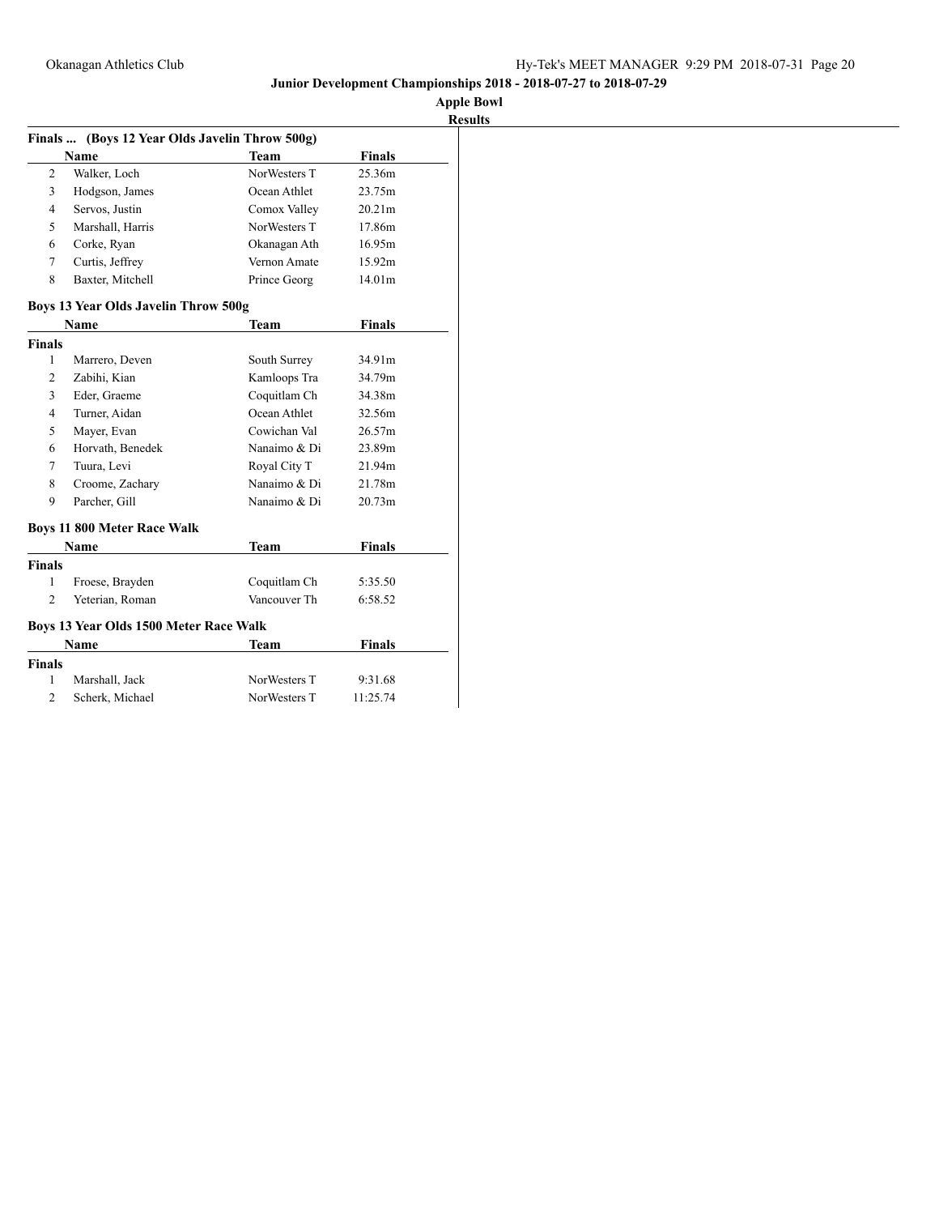## Finals ... (Boys 12 Year Olds Javelin Throw 500g)

| | Name | Team | Finals |
|---|---|---|---|
| 2 | Walker, Loch | NorWesters T | 25.36m |
| 3 | Hodgson, James | Ocean Athlet | 23.75m |
| 4 | Servos, Justin | Comox Valley | 20.21m |
| 5 | Marshall, Harris | NorWesters T | 17.86m |
| 6 | Corke, Ryan | Okanagan Ath | 16.95m |
| 7 | Curtis, Jeffrey | Vernon Amate | 15.92m |
| 8 | Baxter, Mitchell | Prince Georg | 14.01m |

## Boys 13 Year Olds Javelin Throw 500g

| | Name | Team | Finals |
|---|---|---|---|
| **Finals** | | | |
| 1 | Marrero, Deven | South Surrey | 34.91m |
| 2 | Zabihi, Kian | Kamloops Tra | 34.79m |
| 3 | Eder, Graeme | Coquitlam Ch | 34.38m |
| 4 | Turner, Aidan | Ocean Athlet | 32.56m |
| 5 | Mayer, Evan | Cowichan Val | 26.57m |
| 6 | Horvath, Benedek | Nanaimo & Di | 23.89m |
| 7 | Tuura, Levi | Royal City T | 21.94m |
| 8 | Croome, Zachary | Nanaimo & Di | 21.78m |
| 9 | Parcher, Gill | Nanaimo & Di | 20.73m |

## Boys 11 800 Meter Race Walk

| | Name | Team | Finals |
|---|---|---|---|
| **Finals** | | | |
| 1 | Froese, Brayden | Coquitlam Ch | 5:35.50 |
| 2 | Yeterian, Roman | Vancouver Th | 6:58.52 |

## Boys 13 Year Olds 1500 Meter Race Walk

| | Name | Team | Finals |
|---|---|---|---|
| **Finals** | | | |
| 1 | Marshall, Jack | NorWesters T | 9:31.68 |
| 2 | Scherk, Michael | NorWesters T | 11:25.74 |